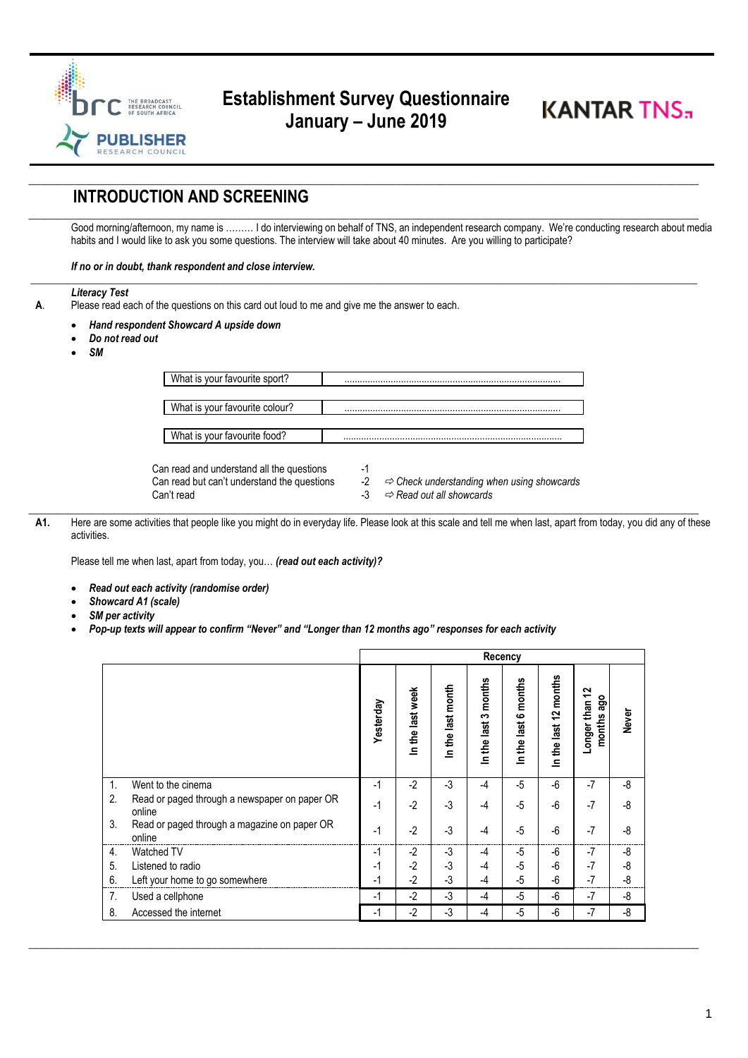# Establishment Survey Questionnaire
# January – June 2019

## INTRODUCTION AND SCREENING

Good morning/afternoon, my name is ……… I do interviewing on behalf of TNS, an independent research company. We're conducting research about media habits and I would like to ask you some questions. The interview will take about 40 minutes. Are you willing to participate?

***If no or in doubt, thank respondent and close interview.***

***Literacy Test***

**A.** Please read each of the questions on this card out loud to me and give me the answer to each.

- ***Hand respondent Showcard A upside down***
- ***Do not read out***
- ***SM***

| | |
|---|---|
| What is your favourite sport? | ....................................................................................... |
| What is your favourite colour? | ....................................................................................... |
| What is your favourite food? | ....................................................................................... |

| | | |
|---|---|---|
| Can read and understand all the questions | -1 | |
| Can read but can't understand the questions | -2 | ⇨ *Check understanding when using showcards* |
| Can't read | -3 | ⇨ *Read out all showcards* |

**A1.** Here are some activities that people like you might do in everyday life. Please look at this scale and tell me when last, apart from today, you did any of these activities.

Please tell me when last, apart from today, you… ***(read out each activity)?***

- ***Read out each activity (randomise order)***
- ***Showcard A1 (scale)***
- ***SM per activity***
- ***Pop-up texts will appear to confirm "Never" and "Longer than 12 months ago" responses for each activity***

| | Recency | | | | | | | |
|---|---|---|---|---|---|---|---|---|
| | Yesterday | In the last week | In the last month | In the last 3 months | In the last 6 months | In the last 12 months | Longer than 12 months ago | Never |
| 1. Went to the cinema | -1 | -2 | -3 | -4 | -5 | -6 | -7 | -8 |
| 2. Read or paged through a newspaper on paper OR online | -1 | -2 | -3 | -4 | -5 | -6 | -7 | -8 |
| 3. Read or paged through a magazine on paper OR online | -1 | -2 | -3 | -4 | -5 | -6 | -7 | -8 |
| 4. Watched TV | -1 | -2 | -3 | -4 | -5 | -6 | -7 | -8 |
| 5. Listened to radio | -1 | -2 | -3 | -4 | -5 | -6 | -7 | -8 |
| 6. Left your home to go somewhere | -1 | -2 | -3 | -4 | -5 | -6 | -7 | -8 |
| 7. Used a cellphone | -1 | -2 | -3 | -4 | -5 | -6 | -7 | -8 |
| 8. Accessed the internet | -1 | -2 | -3 | -4 | -5 | -6 | -7 | -8 |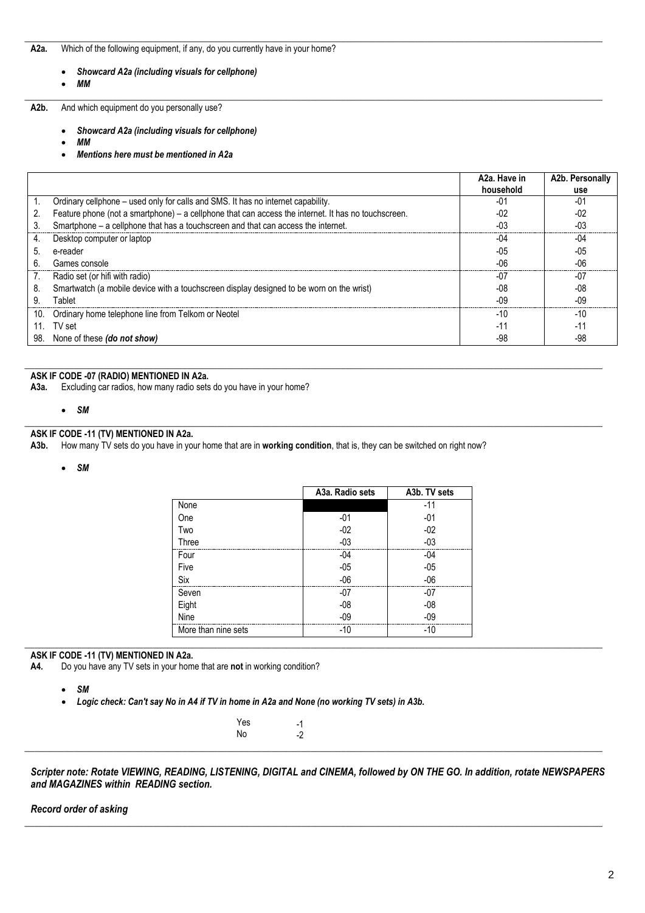**A2a.** Which of the following equipment, if any, do you currently have in your home?

- ***Showcard A2a (including visuals for cellphone)***
- ***MM***

**A2b.** And which equipment do you personally use?

- ***Showcard A2a (including visuals for cellphone)***
- ***MM***
- ***Mentions here must be mentioned in A2a***

| | | A2a. Have in household | A2b. Personally use |
|---|---|---|---|
| 1. | Ordinary cellphone – used only for calls and SMS. It has no internet capability. | -01 | -01 |
| 2. | Feature phone (not a smartphone) – a cellphone that can access the internet. It has no touchscreen. | -02 | -02 |
| 3. | Smartphone – a cellphone that has a touchscreen and that can access the internet. | -03 | -03 |
| 4. | Desktop computer or laptop | -04 | -04 |
| 5. | e-reader | -05 | -05 |
| 6. | Games console | -06 | -06 |
| 7. | Radio set (or hifi with radio) | -07 | -07 |
| 8. | Smartwatch (a mobile device with a touchscreen display designed to be worn on the wrist) | -08 | -08 |
| 9. | Tablet | -09 | -09 |
| 10. | Ordinary home telephone line from Telkom or Neotel | -10 | -10 |
| 11. | TV set | -11 | -11 |
| 98. | None of these ***(do not show)*** | -98 | -98 |

**ASK IF CODE -07 (RADIO) MENTIONED IN A2a.**

**A3a.** Excluding car radios, how many radio sets do you have in your home?

- ***SM***

**ASK IF CODE -11 (TV) MENTIONED IN A2a.**

**A3b.** How many TV sets do you have in your home that are in **working condition**, that is, they can be switched on right now?

- ***SM***

| | A3a. Radio sets | A3b. TV sets |
|---|---|---|
| None | | -11 |
| One | -01 | -01 |
| Two | -02 | -02 |
| Three | -03 | -03 |
| Four | -04 | -04 |
| Five | -05 | -05 |
| Six | -06 | -06 |
| Seven | -07 | -07 |
| Eight | -08 | -08 |
| Nine | -09 | -09 |
| More than nine sets | -10 | -10 |

**ASK IF CODE -11 (TV) MENTIONED IN A2a.**

**A4.** Do you have any TV sets in your home that are **not** in working condition?

- ***SM***
- ***Logic check: Can't say No in A4 if TV in home in A2a and None (no working TV sets) in A3b.***

Yes -1
No -2

***Scripter note: Rotate VIEWING, READING, LISTENING, DIGITAL and CINEMA, followed by ON THE GO. In addition, rotate NEWSPAPERS and MAGAZINES within READING section.***

***Record order of asking***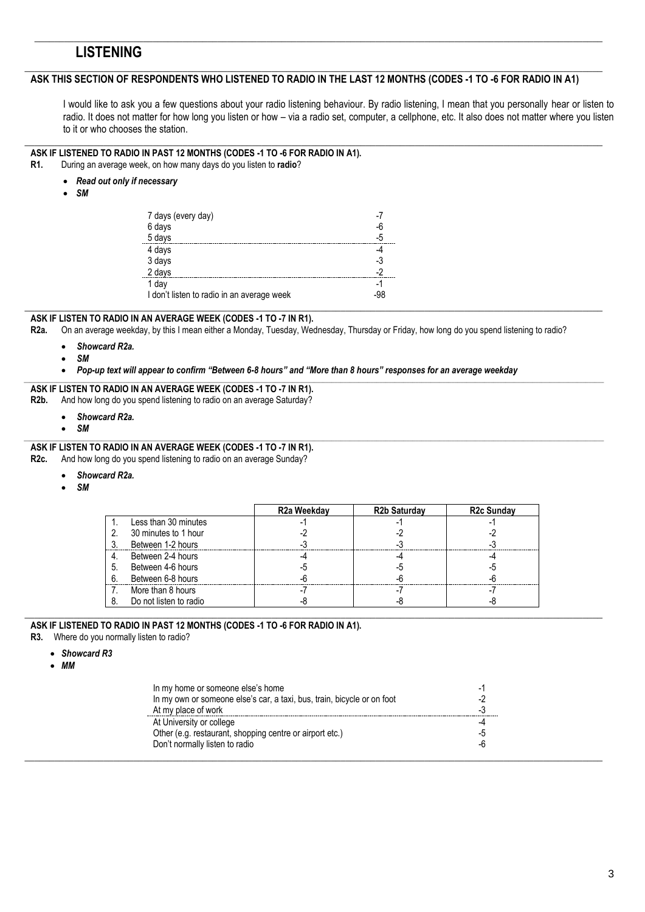# LISTENING

**ASK THIS SECTION OF RESPONDENTS WHO LISTENED TO RADIO IN THE LAST 12 MONTHS (CODES -1 TO -6 FOR RADIO IN A1)**

I would like to ask you a few questions about your radio listening behaviour. By radio listening, I mean that you personally hear or listen to radio. It does not matter for how long you listen or how – via a radio set, computer, a cellphone, etc. It also does not matter where you listen to it or who chooses the station.

**ASK IF LISTENED TO RADIO IN PAST 12 MONTHS (CODES -1 TO -6 FOR RADIO IN A1).**

**R1.** During an average week, on how many days do you listen to **radio**?

- ***Read out only if necessary***
- ***SM***

| | |
|---|---|
| 7 days (every day) | -7 |
| 6 days | -6 |
| 5 days | -5 |
| 4 days | -4 |
| 3 days | -3 |
| 2 days | -2 |
| 1 day | -1 |
| I don't listen to radio in an average week | -98 |

**ASK IF LISTEN TO RADIO IN AN AVERAGE WEEK (CODES -1 TO -7 IN R1).**

**R2a.** On an average weekday, by this I mean either a Monday, Tuesday, Wednesday, Thursday or Friday, how long do you spend listening to radio?

- ***Showcard R2a.***
- ***SM***
- ***Pop-up text will appear to confirm "Between 6-8 hours" and "More than 8 hours" responses for an average weekday***

**ASK IF LISTEN TO RADIO IN AN AVERAGE WEEK (CODES -1 TO -7 IN R1).**

**R2b.** And how long do you spend listening to radio on an average Saturday?

- ***Showcard R2a.***
- ***SM***

**ASK IF LISTEN TO RADIO IN AN AVERAGE WEEK (CODES -1 TO -7 IN R1).**

**R2c.** And how long do you spend listening to radio on an average Sunday?

- ***Showcard R2a.***
- ***SM***

| | | R2a Weekday | R2b Saturday | R2c Sunday |
|---|---|---|---|---|
| 1. | Less than 30 minutes | -1 | -1 | -1 |
| 2. | 30 minutes to 1 hour | -2 | -2 | -2 |
| 3. | Between 1-2 hours | -3 | -3 | -3 |
| 4. | Between 2-4 hours | -4 | -4 | -4 |
| 5. | Between 4-6 hours | -5 | -5 | -5 |
| 6. | Between 6-8 hours | -6 | -6 | -6 |
| 7. | More than 8 hours | -7 | -7 | -7 |
| 8. | Do not listen to radio | -8 | -8 | -8 |

**ASK IF LISTENED TO RADIO IN PAST 12 MONTHS (CODES -1 TO -6 FOR RADIO IN A1).**

**R3.** Where do you normally listen to radio?

- ***Showcard R3***
- ***MM***

| | |
|---|---|
| In my home or someone else's home | -1 |
| In my own or someone else's car, a taxi, bus, train, bicycle or on foot | -2 |
| At my place of work | -3 |
| At University or college | -4 |
| Other (e.g. restaurant, shopping centre or airport etc.) | -5 |
| Don't normally listen to radio | -6 |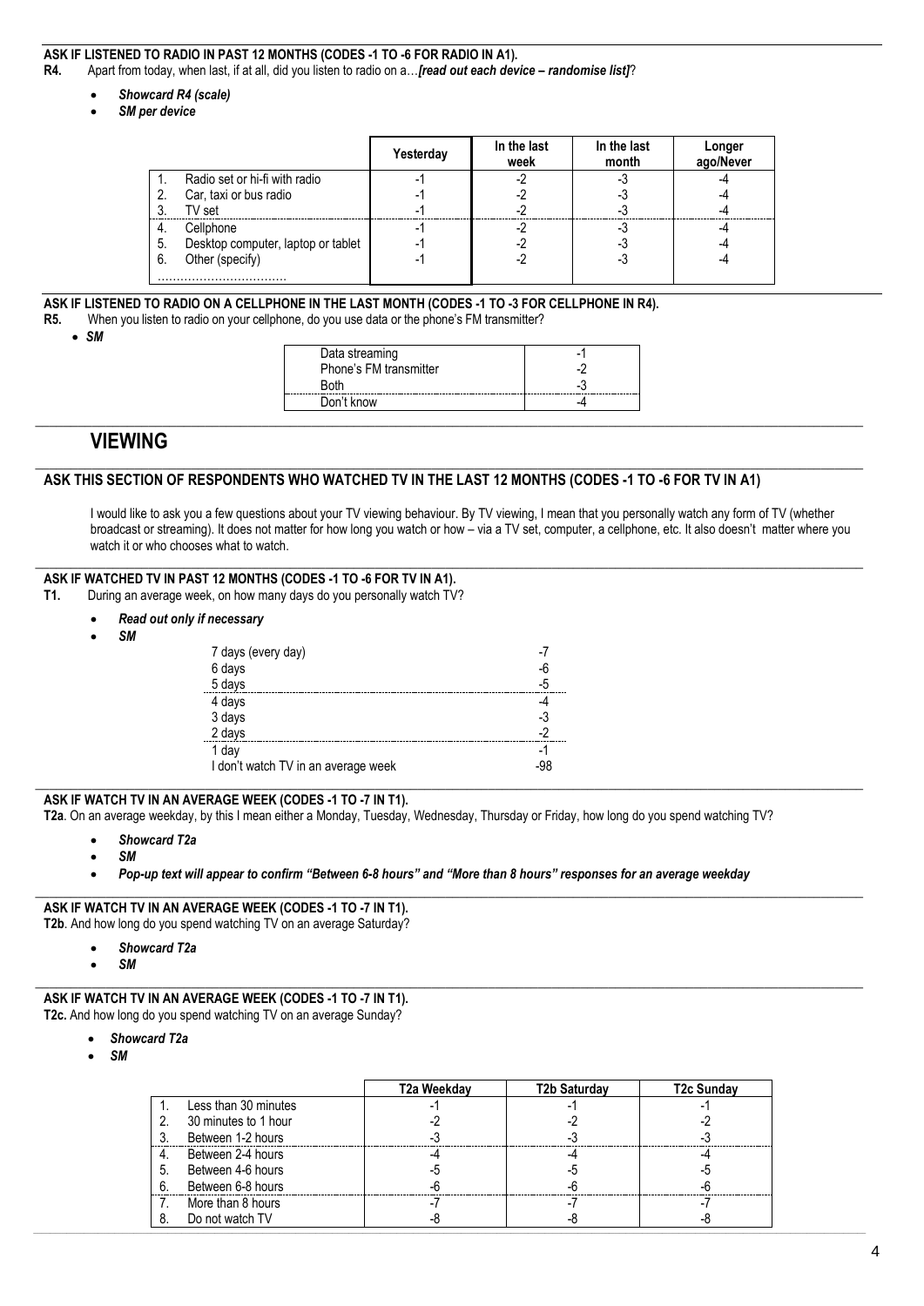**ASK IF LISTENED TO RADIO IN PAST 12 MONTHS (CODES -1 TO -6 FOR RADIO IN A1).**

**R4.** Apart from today, when last, if at all, did you listen to radio on a…***[read out each device – randomise list]***?

- ***Showcard R4 (scale)***
- ***SM per device***

| | Yesterday | In the last week | In the last month | Longer ago/Never |
|---|---|---|---|---|
| 1. Radio set or hi-fi with radio | -1 | -2 | -3 | -4 |
| 2. Car, taxi or bus radio | -1 | -2 | -3 | -4 |
| 3. TV set | -1 | -2 | -3 | -4 |
| 4. Cellphone | -1 | -2 | -3 | -4 |
| 5. Desktop computer, laptop or tablet | -1 | -2 | -3 | -4 |
| 6. Other (specify) ……………………………… | -1 | -2 | -3 | -4 |

**ASK IF LISTENED TO RADIO ON A CELLPHONE IN THE LAST MONTH (CODES -1 TO -3 FOR CELLPHONE IN R4).**

**R5.** When you listen to radio on your cellphone, do you use data or the phone's FM transmitter?

- ***SM***

| | |
|---|---|
| Data streaming | -1 |
| Phone's FM transmitter | -2 |
| Both | -3 |
| Don't know | -4 |

## VIEWING

**ASK THIS SECTION OF RESPONDENTS WHO WATCHED TV IN THE LAST 12 MONTHS (CODES -1 TO -6 FOR TV IN A1)**

I would like to ask you a few questions about your TV viewing behaviour. By TV viewing, I mean that you personally watch any form of TV (whether broadcast or streaming). It does not matter for how long you watch or how – via a TV set, computer, a cellphone, etc. It also doesn't matter where you watch it or who chooses what to watch.

**ASK IF WATCHED TV IN PAST 12 MONTHS (CODES -1 TO -6 FOR TV IN A1).**

**T1.** During an average week, on how many days do you personally watch TV?

- ***Read out only if necessary***
- ***SM***

| | |
|---|---|
| 7 days (every day) | -7 |
| 6 days | -6 |
| 5 days | -5 |
| 4 days | -4 |
| 3 days | -3 |
| 2 days | -2 |
| 1 day | -1 |
| I don't watch TV in an average week | -98 |

**ASK IF WATCH TV IN AN AVERAGE WEEK (CODES -1 TO -7 IN T1).**

**T2a**. On an average weekday, by this I mean either a Monday, Tuesday, Wednesday, Thursday or Friday, how long do you spend watching TV?

- ***Showcard T2a***
- ***SM***
- ***Pop-up text will appear to confirm "Between 6-8 hours" and "More than 8 hours" responses for an average weekday***

**ASK IF WATCH TV IN AN AVERAGE WEEK (CODES -1 TO -7 IN T1).**

**T2b**. And how long do you spend watching TV on an average Saturday?

- ***Showcard T2a***
- ***SM***

**ASK IF WATCH TV IN AN AVERAGE WEEK (CODES -1 TO -7 IN T1).**

**T2c.** And how long do you spend watching TV on an average Sunday?

- ***Showcard T2a***
- ***SM***

| | T2a Weekday | T2b Saturday | T2c Sunday |
|---|---|---|---|
| 1. Less than 30 minutes | -1 | -1 | -1 |
| 2. 30 minutes to 1 hour | -2 | -2 | -2 |
| 3. Between 1-2 hours | -3 | -3 | -3 |
| 4. Between 2-4 hours | -4 | -4 | -4 |
| 5. Between 4-6 hours | -5 | -5 | -5 |
| 6. Between 6-8 hours | -6 | -6 | -6 |
| 7. More than 8 hours | -7 | -7 | -7 |
| 8. Do not watch TV | -8 | -8 | -8 |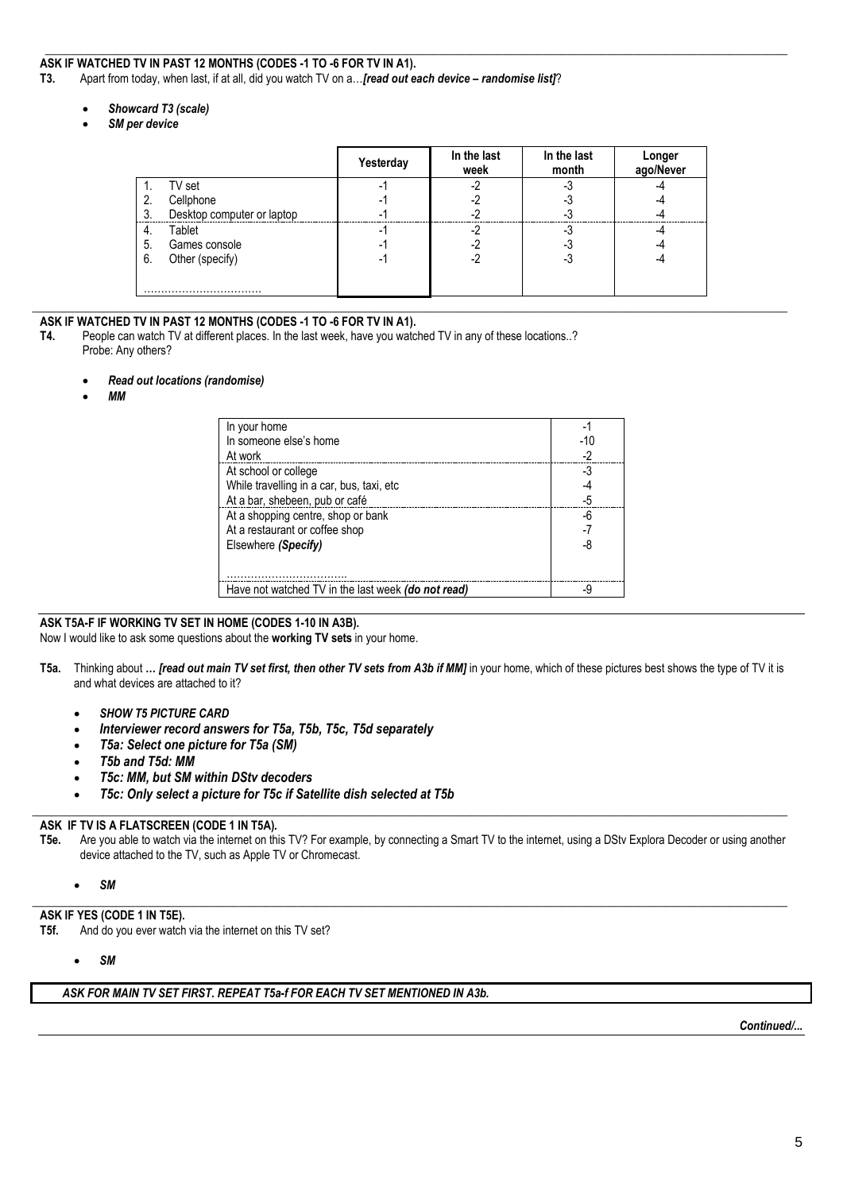**ASK IF WATCHED TV IN PAST 12 MONTHS (CODES -1 TO -6 FOR TV IN A1).**

**T3.** Apart from today, when last, if at all, did you watch TV on a…***[read out each device – randomise list]***?

- ***Showcard T3 (scale)***
- ***SM per device***

| | Yesterday | In the last week | In the last month | Longer ago/Never |
|---|---|---|---|---|
| 1. TV set | -1 | -2 | -3 | -4 |
| 2. Cellphone | -1 | -2 | -3 | -4 |
| 3. Desktop computer or laptop | -1 | -2 | -3 | -4 |
| 4. Tablet | -1 | -2 | -3 | -4 |
| 5. Games console | -1 | -2 | -3 | -4 |
| 6. Other (specify) …………………………… | -1 | -2 | -3 | -4 |

**ASK IF WATCHED TV IN PAST 12 MONTHS (CODES -1 TO -6 FOR TV IN A1).**

**T4.** People can watch TV at different places. In the last week, have you watched TV in any of these locations..?
Probe: Any others?

- ***Read out locations (randomise)***
- ***MM***

| | |
|---|---|
| In your home | -1 |
| In someone else's home | -10 |
| At work | -2 |
| At school or college | -3 |
| While travelling in a car, bus, taxi, etc | -4 |
| At a bar, shebeen, pub or café | -5 |
| At a shopping centre, shop or bank | -6 |
| At a restaurant or coffee shop | -7 |
| Elsewhere ***(Specify)*** …………………………… | -8 |
| Have not watched TV in the last week ***(do not read)*** | -9 |

**ASK T5A-F IF WORKING TV SET IN HOME (CODES 1-10 IN A3B).**

Now I would like to ask some questions about the **working TV sets** in your home.

**T5a.** Thinking about ***… [read out main TV set first, then other TV sets from A3b if MM]*** in your home, which of these pictures best shows the type of TV it is and what devices are attached to it?

- ***SHOW T5 PICTURE CARD***
- ***Interviewer record answers for T5a, T5b, T5c, T5d separately***
- ***T5a: Select one picture for T5a (SM)***
- ***T5b and T5d: MM***
- ***T5c: MM, but SM within DStv decoders***
- ***T5c: Only select a picture for T5c if Satellite dish selected at T5b***

**ASK IF TV IS A FLATSCREEN (CODE 1 IN T5A).**

**T5e.** Are you able to watch via the internet on this TV? For example, by connecting a Smart TV to the internet, using a DStv Explora Decoder or using another device attached to the TV, such as Apple TV or Chromecast.

- ***SM***

**ASK IF YES (CODE 1 IN T5E).**

**T5f.** And do you ever watch via the internet on this TV set?

- ***SM***

***ASK FOR MAIN TV SET FIRST. REPEAT T5a-f FOR EACH TV SET MENTIONED IN A3b.***

***Continued/...***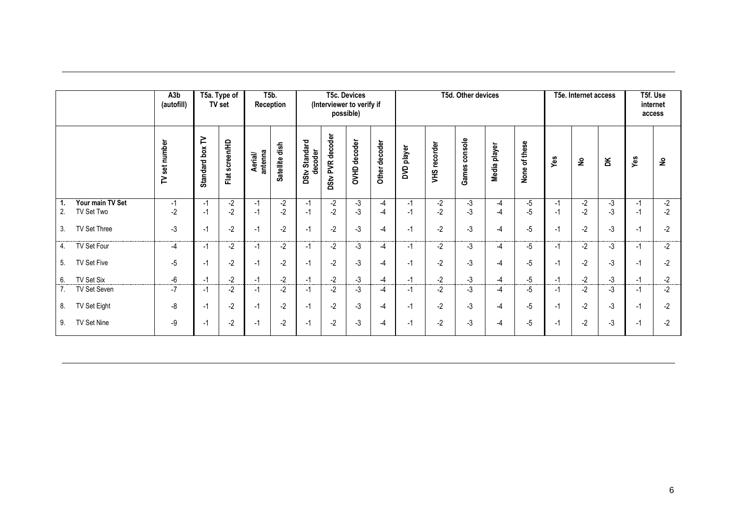| | A3b (autofill) | T5a. Type of TV set | | T5b. Reception | | T5c. Devices (Interviewer to verify if possible) | | | | T5d. Other devices | | | | | T5e. Internet access | | | T5f. Use internet access | |
|---|---|---|---|---|---|---|---|---|---|---|---|---|---|---|---|---|---|---|---|
| | TV set number | Standard box TV | Flat screen/HD | Aerial/ antenna | Satellite dish | DStv Standard decoder | DStv PVR decoder | OVHD decoder | Other decoder | DVD player | VHS recorder | Games console | Media player | None of these | Yes | No | DK | Yes | No |
| **1. Your main TV Set** | -1 | -1 | -2 | -1 | -2 | -1 | -2 | -3 | -4 | -1 | -2 | -3 | -4 | -5 | -1 | -2 | -3 | -1 | -2 |
| 2. TV Set Two | -2 | -1 | -2 | -1 | -2 | -1 | -2 | -3 | -4 | -1 | -2 | -3 | -4 | -5 | -1 | -2 | -3 | -1 | -2 |
| 3. TV Set Three | -3 | -1 | -2 | -1 | -2 | -1 | -2 | -3 | -4 | -1 | -2 | -3 | -4 | -5 | -1 | -2 | -3 | -1 | -2 |
| 4. TV Set Four | -4 | -1 | -2 | -1 | -2 | -1 | -2 | -3 | -4 | -1 | -2 | -3 | -4 | -5 | -1 | -2 | -3 | -1 | -2 |
| 5. TV Set Five | -5 | -1 | -2 | -1 | -2 | -1 | -2 | -3 | -4 | -1 | -2 | -3 | -4 | -5 | -1 | -2 | -3 | -1 | -2 |
| 6. TV Set Six | -6 | -1 | -2 | -1 | -2 | -1 | -2 | -3 | -4 | -1 | -2 | -3 | -4 | -5 | -1 | -2 | -3 | -1 | -2 |
| 7. TV Set Seven | -7 | -1 | -2 | -1 | -2 | -1 | -2 | -3 | -4 | -1 | -2 | -3 | -4 | -5 | -1 | -2 | -3 | -1 | -2 |
| 8. TV Set Eight | -8 | -1 | -2 | -1 | -2 | -1 | -2 | -3 | -4 | -1 | -2 | -3 | -4 | -5 | -1 | -2 | -3 | -1 | -2 |
| 9. TV Set Nine | -9 | -1 | -2 | -1 | -2 | -1 | -2 | -3 | -4 | -1 | -2 | -3 | -4 | -5 | -1 | -2 | -3 | -1 | -2 |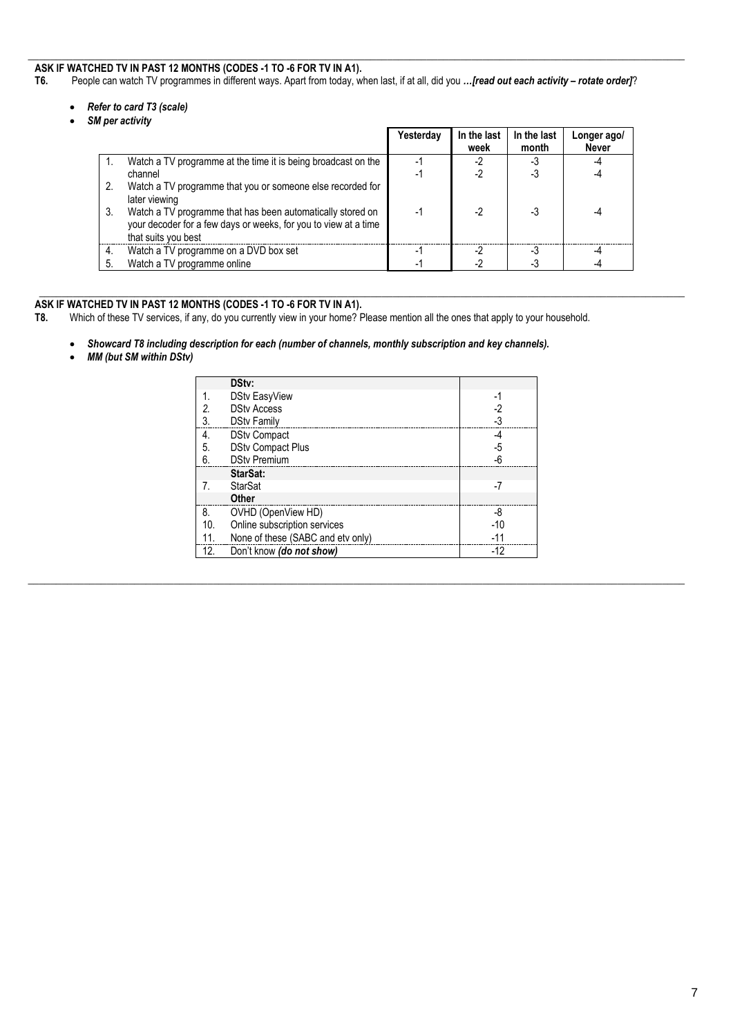**ASK IF WATCHED TV IN PAST 12 MONTHS (CODES -1 TO -6 FOR TV IN A1).**

**T6.** People can watch TV programmes in different ways. Apart from today, when last, if at all, did you ***…[read out each activity – rotate order]***?

- ***Refer to card T3 (scale)***
- ***SM per activity***

| | | Yesterday | In the last week | In the last month | Longer ago/ Never |
|---|---|---|---|---|---|
| 1. | Watch a TV programme at the time it is being broadcast on the channel | -1 | -2 | -3 | -4 |
| 2. | Watch a TV programme that you or someone else recorded for later viewing | -1 | -2 | -3 | -4 |
| 3. | Watch a TV programme that has been automatically stored on your decoder for a few days or weeks, for you to view at a time that suits you best | -1 | -2 | -3 | -4 |
| 4. | Watch a TV programme on a DVD box set | -1 | -2 | -3 | -4 |
| 5. | Watch a TV programme online | -1 | -2 | -3 | -4 |

**ASK IF WATCHED TV IN PAST 12 MONTHS (CODES -1 TO -6 FOR TV IN A1).**

**T8.** Which of these TV services, if any, do you currently view in your home? Please mention all the ones that apply to your household.

- ***Showcard T8 including description for each (number of channels, monthly subscription and key channels).***
- ***MM (but SM within DStv)***

| | | |
|---|---|---|
| | **DStv:** | |
| 1. | DStv EasyView | -1 |
| 2. | DStv Access | -2 |
| 3. | DStv Family | -3 |
| 4. | DStv Compact | -4 |
| 5. | DStv Compact Plus | -5 |
| 6. | DStv Premium | -6 |
| | **StarSat:** | |
| 7. | StarSat | -7 |
| | **Other** | |
| 8. | OVHD (OpenView HD) | -8 |
| 10. | Online subscription services | -10 |
| 11. | None of these (SABC and etv only) | -11 |
| 12. | Don't know ***(do not show)*** | -12 |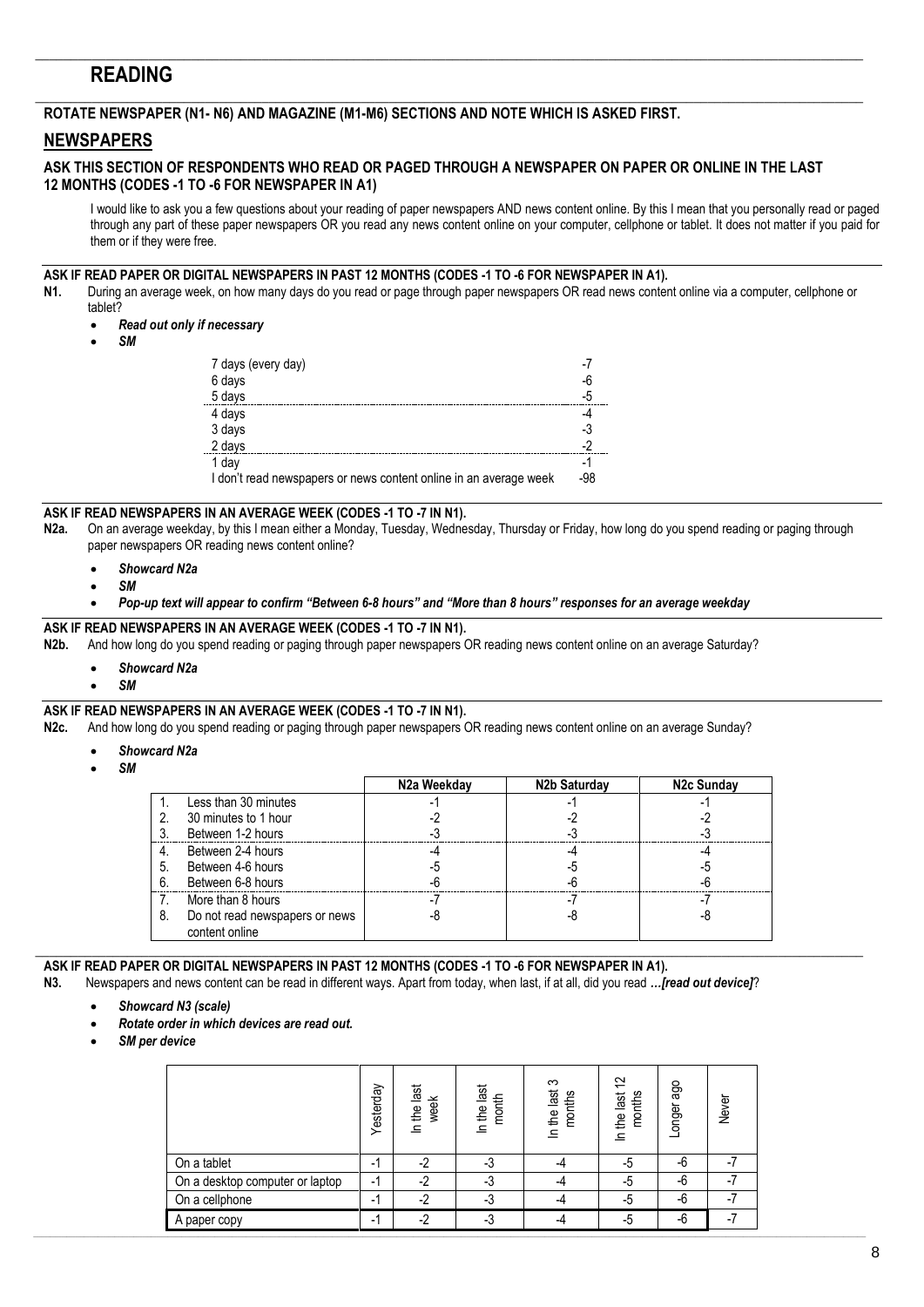# READING

**ROTATE NEWSPAPER (N1- N6) AND MAGAZINE (M1-M6) SECTIONS AND NOTE WHICH IS ASKED FIRST.**

## NEWSPAPERS

**ASK THIS SECTION OF RESPONDENTS WHO READ OR PAGED THROUGH A NEWSPAPER ON PAPER OR ONLINE IN THE LAST 12 MONTHS (CODES -1 TO -6 FOR NEWSPAPER IN A1)**

I would like to ask you a few questions about your reading of paper newspapers AND news content online. By this I mean that you personally read or paged through any part of these paper newspapers OR you read any news content online on your computer, cellphone or tablet. It does not matter if you paid for them or if they were free.

**ASK IF READ PAPER OR DIGITAL NEWSPAPERS IN PAST 12 MONTHS (CODES -1 TO -6 FOR NEWSPAPER IN A1).**

**N1.** During an average week, on how many days do you read or page through paper newspapers OR read news content online via a computer, cellphone or tablet?

- ***Read out only if necessary***
- ***SM***

| | |
|---|---|
| 7 days (every day) | -7 |
| 6 days | -6 |
| 5 days | -5 |
| 4 days | -4 |
| 3 days | -3 |
| 2 days | -2 |
| 1 day | -1 |
| I don't read newspapers or news content online in an average week | -98 |

**ASK IF READ NEWSPAPERS IN AN AVERAGE WEEK (CODES -1 TO -7 IN N1).**

**N2a.** On an average weekday, by this I mean either a Monday, Tuesday, Wednesday, Thursday or Friday, how long do you spend reading or paging through paper newspapers OR reading news content online?

- ***Showcard N2a***
- ***SM***
- ***Pop-up text will appear to confirm "Between 6-8 hours" and "More than 8 hours" responses for an average weekday***

**ASK IF READ NEWSPAPERS IN AN AVERAGE WEEK (CODES -1 TO -7 IN N1).**

**N2b.** And how long do you spend reading or paging through paper newspapers OR reading news content online on an average Saturday?

- ***Showcard N2a***
- ***SM***

**ASK IF READ NEWSPAPERS IN AN AVERAGE WEEK (CODES -1 TO -7 IN N1).**

**N2c.** And how long do you spend reading or paging through paper newspapers OR reading news content online on an average Sunday?

- ***Showcard N2a***
- ***SM***

| | N2a Weekday | N2b Saturday | N2c Sunday |
|---|---|---|---|
| 1. Less than 30 minutes | -1 | -1 | -1 |
| 2. 30 minutes to 1 hour | -2 | -2 | -2 |
| 3. Between 1-2 hours | -3 | -3 | -3 |
| 4. Between 2-4 hours | -4 | -4 | -4 |
| 5. Between 4-6 hours | -5 | -5 | -5 |
| 6. Between 6-8 hours | -6 | -6 | -6 |
| 7. More than 8 hours | -7 | -7 | -7 |
| 8. Do not read newspapers or news content online | -8 | -8 | -8 |

**ASK IF READ PAPER OR DIGITAL NEWSPAPERS IN PAST 12 MONTHS (CODES -1 TO -6 FOR NEWSPAPER IN A1).**

**N3.** Newspapers and news content can be read in different ways. Apart from today, when last, if at all, did you read ***…[read out device]***?

- ***Showcard N3 (scale)***
- ***Rotate order in which devices are read out.***
- ***SM per device***

| | Yesterday | In the last week | In the last month | In the last 3 months | In the last 12 months | Longer ago | Never |
|---|---|---|---|---|---|---|---|
| On a tablet | -1 | -2 | -3 | -4 | -5 | -6 | -7 |
| On a desktop computer or laptop | -1 | -2 | -3 | -4 | -5 | -6 | -7 |
| On a cellphone | -1 | -2 | -3 | -4 | -5 | -6 | -7 |
| A paper copy | -1 | -2 | -3 | -4 | -5 | -6 | -7 |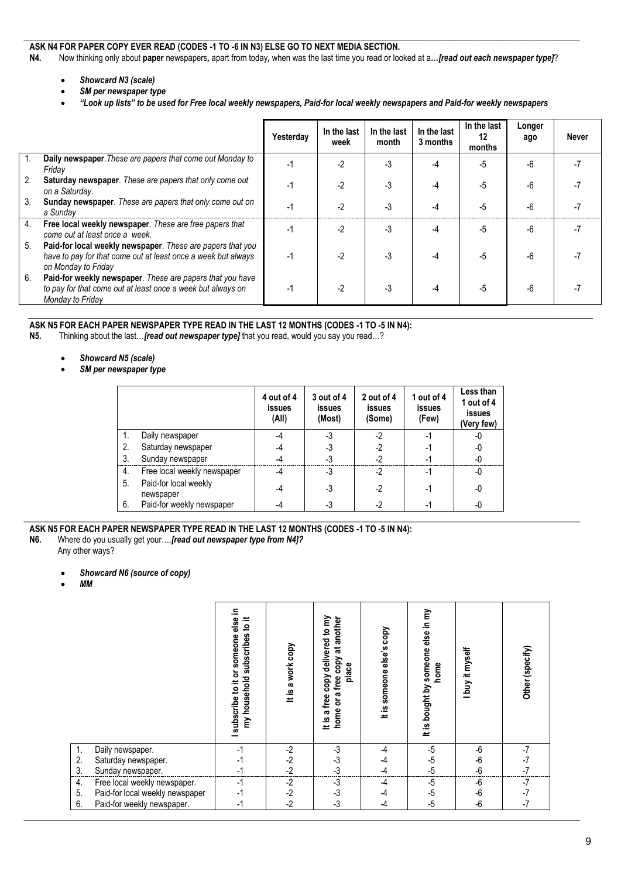**ASK N4 FOR PAPER COPY EVER READ (CODES -1 TO -6 IN N3) ELSE GO TO NEXT MEDIA SECTION.**

**N4.** Now thinking only about **paper** newspapers**,** apart from today**,** when was the last time you read or looked at a***…[read out each newspaper type]***?

- ***Showcard N3 (scale)***
- ***SM per newspaper type***
- ***"Look up lists" to be used for Free local weekly newspapers, Paid-for local weekly newspapers and Paid-for weekly newspapers***

| | | Yesterday | In the last week | In the last month | In the last 3 months | In the last 12 months | Longer ago | Never |
|---|---|---|---|---|---|---|---|---|
| 1. | **Daily newspaper**. *These are papers that come out Monday to Friday* | -1 | -2 | -3 | -4 | -5 | -6 | -7 |
| 2. | **Saturday newspaper**. *These are papers that only come out on a Saturday.* | -1 | -2 | -3 | -4 | -5 | -6 | -7 |
| 3. | **Sunday newspaper**. *These are papers that only come out on a Sunday* | -1 | -2 | -3 | -4 | -5 | -6 | -7 |
| 4. | **Free local weekly newspaper**. *These are free papers that come out at least once a week.* | -1 | -2 | -3 | -4 | -5 | -6 | -7 |
| 5. | **Paid-for local weekly newspaper**. *These are papers that you have to pay for that come out at least once a week but always on Monday to Friday* | -1 | -2 | -3 | -4 | -5 | -6 | -7 |
| 6. | **Paid-for weekly newspaper**. *These are papers that you have to pay for that come out at least once a week but always on Monday to Friday* | -1 | -2 | -3 | -4 | -5 | -6 | -7 |

**ASK N5 FOR EACH PAPER NEWSPAPER TYPE READ IN THE LAST 12 MONTHS (CODES -1 TO -5 IN N4):**

**N5.** Thinking about the last…***[read out newspaper type]*** that you read, would you say you read…?

- ***Showcard N5 (scale)***
- ***SM per newspaper type***

| | | 4 out of 4 issues (All) | 3 out of 4 issues (Most) | 2 out of 4 issues (Some) | 1 out of 4 issues (Few) | Less than 1 out of 4 issues (Very few) |
|---|---|---|---|---|---|---|
| 1. | Daily newspaper | -4 | -3 | -2 | -1 | -0 |
| 2. | Saturday newspaper | -4 | -3 | -2 | -1 | -0 |
| 3. | Sunday newspaper | -4 | -3 | -2 | -1 | -0 |
| 4. | Free local weekly newspaper | -4 | -3 | -2 | -1 | -0 |
| 5. | Paid-for local weekly newspaper | -4 | -3 | -2 | -1 | -0 |
| 6. | Paid-for weekly newspaper | -4 | -3 | -2 | -1 | -0 |

**ASK N5 FOR EACH PAPER NEWSPAPER TYPE READ IN THE LAST 12 MONTHS (CODES -1 TO -5 IN N4):**

**N6.** Where do you usually get your….***[read out newspaper type from N4]?***
Any other ways?

- ***Showcard N6 (source of copy)***
- ***MM***

| | | I subscribe to it or someone else in my household subscribes to it | It is a work copy | It is a free copy delivered to my home or a free copy at another place | It is someone else's copy | It is bought by someone else in my home | I buy it myself | Other (specify) |
|---|---|---|---|---|---|---|---|---|
| 1. | Daily newspaper. | -1 | -2 | -3 | -4 | -5 | -6 | -7 |
| 2. | Saturday newspaper. | -1 | -2 | -3 | -4 | -5 | -6 | -7 |
| 3. | Sunday newspaper. | -1 | -2 | -3 | -4 | -5 | -6 | -7 |
| 4. | Free local weekly newspaper. | -1 | -2 | -3 | -4 | -5 | -6 | -7 |
| 5. | Paid-for local weekly newspaper | -1 | -2 | -3 | -4 | -5 | -6 | -7 |
| 6. | Paid-for weekly newspaper. | -1 | -2 | -3 | -4 | -5 | -6 | -7 |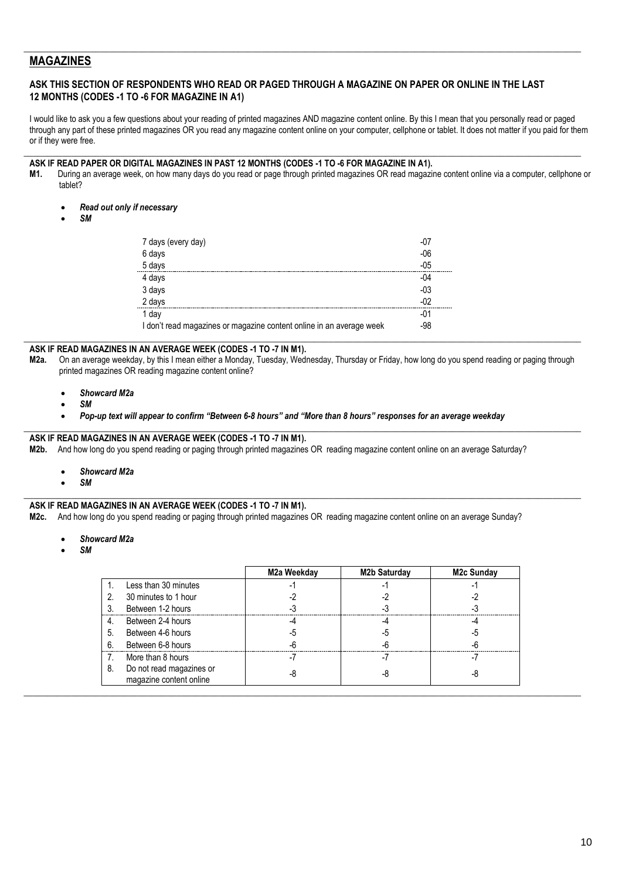## MAGAZINES

**ASK THIS SECTION OF RESPONDENTS WHO READ OR PAGED THROUGH A MAGAZINE ON PAPER OR ONLINE IN THE LAST 12 MONTHS (CODES -1 TO -6 FOR MAGAZINE IN A1)**

I would like to ask you a few questions about your reading of printed magazines AND magazine content online. By this I mean that you personally read or paged through any part of these printed magazines OR you read any magazine content online on your computer, cellphone or tablet. It does not matter if you paid for them or if they were free.

**ASK IF READ PAPER OR DIGITAL MAGAZINES IN PAST 12 MONTHS (CODES -1 TO -6 FOR MAGAZINE IN A1).**

**M1.** During an average week, on how many days do you read or page through printed magazines OR read magazine content online via a computer, cellphone or tablet?

- ***Read out only if necessary***
- ***SM***

| | |
|---|---|
| 7 days (every day) | -07 |
| 6 days | -06 |
| 5 days | -05 |
| 4 days | -04 |
| 3 days | -03 |
| 2 days | -02 |
| 1 day | -01 |
| I don't read magazines or magazine content online in an average week | -98 |

**ASK IF READ MAGAZINES IN AN AVERAGE WEEK (CODES -1 TO -7 IN M1).**

**M2a.** On an average weekday, by this I mean either a Monday, Tuesday, Wednesday, Thursday or Friday, how long do you spend reading or paging through printed magazines OR reading magazine content online?

- ***Showcard M2a***
- ***SM***
- ***Pop-up text will appear to confirm "Between 6-8 hours" and "More than 8 hours" responses for an average weekday***

**ASK IF READ MAGAZINES IN AN AVERAGE WEEK (CODES -1 TO -7 IN M1).**

**M2b.** And how long do you spend reading or paging through printed magazines OR reading magazine content online on an average Saturday?

- ***Showcard M2a***
- ***SM***

**ASK IF READ MAGAZINES IN AN AVERAGE WEEK (CODES -1 TO -7 IN M1).**

**M2c.** And how long do you spend reading or paging through printed magazines OR reading magazine content online on an average Sunday?

- ***Showcard M2a***
- ***SM***

| | M2a Weekday | M2b Saturday | M2c Sunday |
|---|---|---|---|
| 1. Less than 30 minutes | -1 | -1 | -1 |
| 2. 30 minutes to 1 hour | -2 | -2 | -2 |
| 3. Between 1-2 hours | -3 | -3 | -3 |
| 4. Between 2-4 hours | -4 | -4 | -4 |
| 5. Between 4-6 hours | -5 | -5 | -5 |
| 6. Between 6-8 hours | -6 | -6 | -6 |
| 7. More than 8 hours | -7 | -7 | -7 |
| 8. Do not read magazines or magazine content online | -8 | -8 | -8 |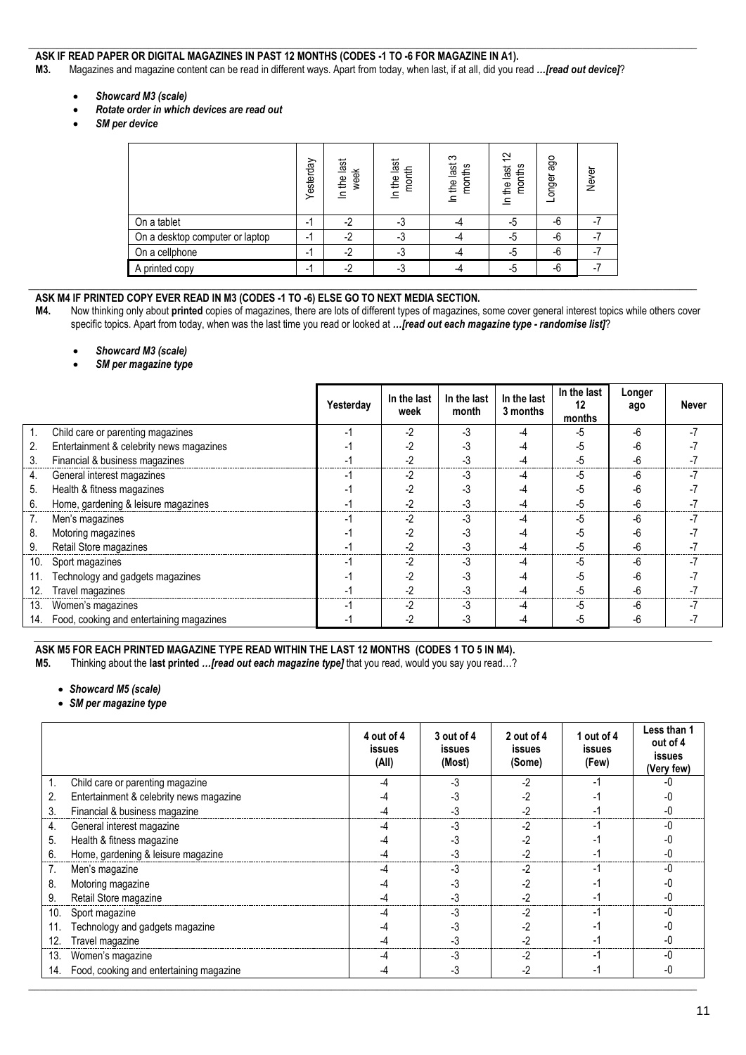**ASK IF READ PAPER OR DIGITAL MAGAZINES IN PAST 12 MONTHS (CODES -1 TO -6 FOR MAGAZINE IN A1).**

**M3.** Magazines and magazine content can be read in different ways. Apart from today, when last, if at all, did you read ***…[read out device]***?

- ***Showcard M3 (scale)***
- ***Rotate order in which devices are read out***
- ***SM per device***

| | Yesterday | In the last week | In the last month | In the last 3 months | In the last 12 months | Longer ago | Never |
|---|---|---|---|---|---|---|---|
| On a tablet | -1 | -2 | -3 | -4 | -5 | -6 | -7 |
| On a desktop computer or laptop | -1 | -2 | -3 | -4 | -5 | -6 | -7 |
| On a cellphone | -1 | -2 | -3 | -4 | -5 | -6 | -7 |
| A printed copy | -1 | -2 | -3 | -4 | -5 | -6 | -7 |

**ASK M4 IF PRINTED COPY EVER READ IN M3 (CODES -1 TO -6) ELSE GO TO NEXT MEDIA SECTION.**

**M4.** Now thinking only about **printed** copies of magazines, there are lots of different types of magazines, some cover general interest topics while others cover specific topics. Apart from today, when was the last time you read or looked at ***…[read out each magazine type - randomise list]***?

- ***Showcard M3 (scale)***
- ***SM per magazine type***

| | Yesterday | In the last week | In the last month | In the last 3 months | In the last 12 months | Longer ago | Never |
|---|---|---|---|---|---|---|---|
| 1. Child care or parenting magazines | -1 | -2 | -3 | -4 | -5 | -6 | -7 |
| 2. Entertainment & celebrity news magazines | -1 | -2 | -3 | -4 | -5 | -6 | -7 |
| 3. Financial & business magazines | -1 | -2 | -3 | -4 | -5 | -6 | -7 |
| 4. General interest magazines | -1 | -2 | -3 | -4 | -5 | -6 | -7 |
| 5. Health & fitness magazines | -1 | -2 | -3 | -4 | -5 | -6 | -7 |
| 6. Home, gardening & leisure magazines | -1 | -2 | -3 | -4 | -5 | -6 | -7 |
| 7. Men's magazines | -1 | -2 | -3 | -4 | -5 | -6 | -7 |
| 8. Motoring magazines | -1 | -2 | -3 | -4 | -5 | -6 | -7 |
| 9. Retail Store magazines | -1 | -2 | -3 | -4 | -5 | -6 | -7 |
| 10. Sport magazines | -1 | -2 | -3 | -4 | -5 | -6 | -7 |
| 11. Technology and gadgets magazines | -1 | -2 | -3 | -4 | -5 | -6 | -7 |
| 12. Travel magazines | -1 | -2 | -3 | -4 | -5 | -6 | -7 |
| 13. Women's magazines | -1 | -2 | -3 | -4 | -5 | -6 | -7 |
| 14. Food, cooking and entertaining magazines | -1 | -2 | -3 | -4 | -5 | -6 | -7 |

**ASK M5 FOR EACH PRINTED MAGAZINE TYPE READ WITHIN THE LAST 12 MONTHS (CODES 1 TO 5 IN M4).**

**M5.** Thinking about the **last printed** ***…[read out each magazine type]*** that you read, would you say you read…?

- ***Showcard M5 (scale)***
- ***SM per magazine type***

| | 4 out of 4 issues (All) | 3 out of 4 issues (Most) | 2 out of 4 issues (Some) | 1 out of 4 issues (Few) | Less than 1 out of 4 issues (Very few) |
|---|---|---|---|---|---|
| 1. Child care or parenting magazine | -4 | -3 | -2 | -1 | -0 |
| 2. Entertainment & celebrity news magazine | -4 | -3 | -2 | -1 | -0 |
| 3. Financial & business magazine | -4 | -3 | -2 | -1 | -0 |
| 4. General interest magazine | -4 | -3 | -2 | -1 | -0 |
| 5. Health & fitness magazine | -4 | -3 | -2 | -1 | -0 |
| 6. Home, gardening & leisure magazine | -4 | -3 | -2 | -1 | -0 |
| 7. Men's magazine | -4 | -3 | -2 | -1 | -0 |
| 8. Motoring magazine | -4 | -3 | -2 | -1 | -0 |
| 9. Retail Store magazine | -4 | -3 | -2 | -1 | -0 |
| 10. Sport magazine | -4 | -3 | -2 | -1 | -0 |
| 11. Technology and gadgets magazine | -4 | -3 | -2 | -1 | -0 |
| 12. Travel magazine | -4 | -3 | -2 | -1 | -0 |
| 13. Women's magazine | -4 | -3 | -2 | -1 | -0 |
| 14. Food, cooking and entertaining magazine | -4 | -3 | -2 | -1 | -0 |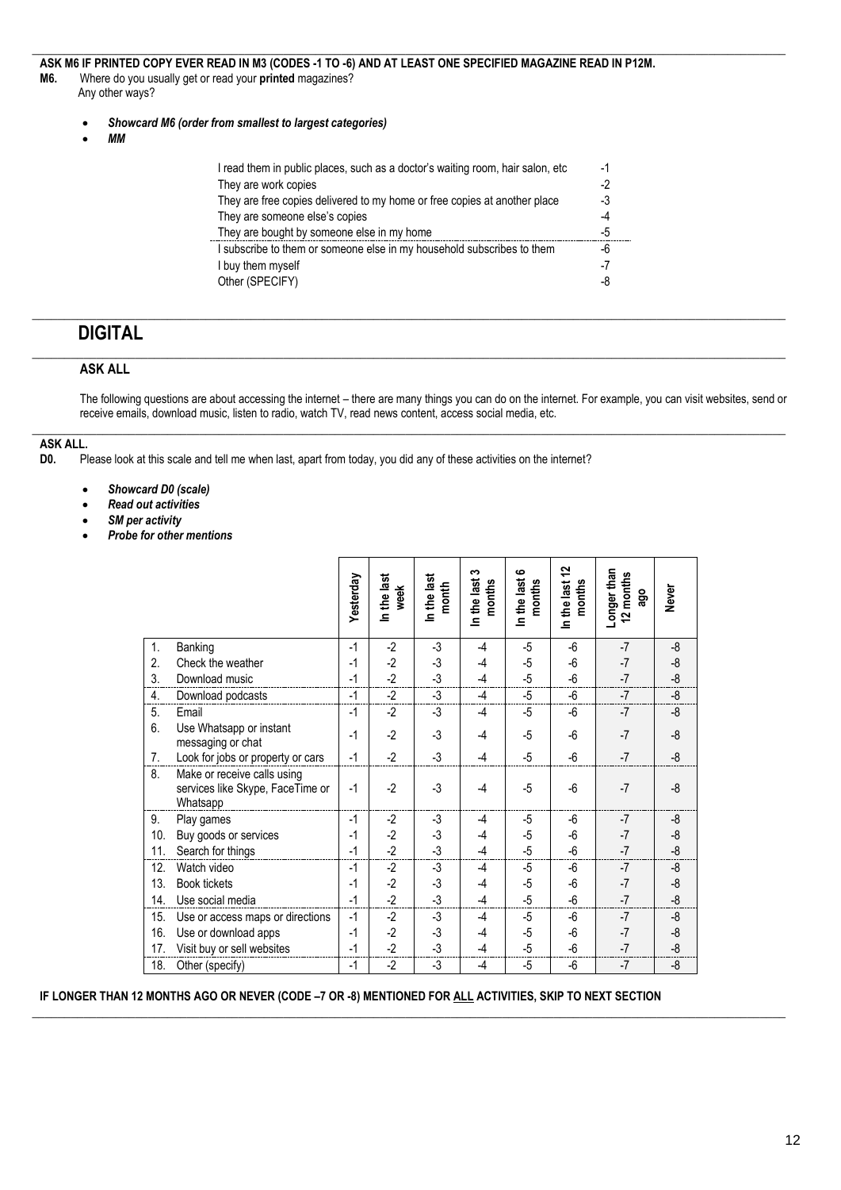**ASK M6 IF PRINTED COPY EVER READ IN M3 (CODES -1 TO -6) AND AT LEAST ONE SPECIFIED MAGAZINE READ IN P12M.**

**M6.** Where do you usually get or read your **printed** magazines?
Any other ways?

- ***Showcard M6 (order from smallest to largest categories)***
- ***MM***

| | |
|---|---|
| I read them in public places, such as a doctor's waiting room, hair salon, etc | -1 |
| They are work copies | -2 |
| They are free copies delivered to my home or free copies at another place | -3 |
| They are someone else's copies | -4 |
| They are bought by someone else in my home | -5 |
| I subscribe to them or someone else in my household subscribes to them | -6 |
| I buy them myself | -7 |
| Other (SPECIFY) | -8 |

## DIGITAL

**ASK ALL**

The following questions are about accessing the internet – there are many things you can do on the internet. For example, you can visit websites, send or receive emails, download music, listen to radio, watch TV, read news content, access social media, etc.

**ASK ALL.**

**D0.** Please look at this scale and tell me when last, apart from today, you did any of these activities on the internet?

- ***Showcard D0 (scale)***
- ***Read out activities***
- ***SM per activity***
- ***Probe for other mentions***

| | | Yesterday | In the last week | In the last month | In the last 3 months | In the last 6 months | In the last 12 months | Longer than 12 months ago | Never |
|---|---|---|---|---|---|---|---|---|---|
| 1. | Banking | -1 | -2 | -3 | -4 | -5 | -6 | -7 | -8 |
| 2. | Check the weather | -1 | -2 | -3 | -4 | -5 | -6 | -7 | -8 |
| 3. | Download music | -1 | -2 | -3 | -4 | -5 | -6 | -7 | -8 |
| 4. | Download podcasts | -1 | -2 | -3 | -4 | -5 | -6 | -7 | -8 |
| 5. | Email | -1 | -2 | -3 | -4 | -5 | -6 | -7 | -8 |
| 6. | Use Whatsapp or instant messaging or chat | -1 | -2 | -3 | -4 | -5 | -6 | -7 | -8 |
| 7. | Look for jobs or property or cars | -1 | -2 | -3 | -4 | -5 | -6 | -7 | -8 |
| 8. | Make or receive calls using services like Skype, FaceTime or Whatsapp | -1 | -2 | -3 | -4 | -5 | -6 | -7 | -8 |
| 9. | Play games | -1 | -2 | -3 | -4 | -5 | -6 | -7 | -8 |
| 10. | Buy goods or services | -1 | -2 | -3 | -4 | -5 | -6 | -7 | -8 |
| 11. | Search for things | -1 | -2 | -3 | -4 | -5 | -6 | -7 | -8 |
| 12. | Watch video | -1 | -2 | -3 | -4 | -5 | -6 | -7 | -8 |
| 13. | Book tickets | -1 | -2 | -3 | -4 | -5 | -6 | -7 | -8 |
| 14. | Use social media | -1 | -2 | -3 | -4 | -5 | -6 | -7 | -8 |
| 15. | Use or access maps or directions | -1 | -2 | -3 | -4 | -5 | -6 | -7 | -8 |
| 16. | Use or download apps | -1 | -2 | -3 | -4 | -5 | -6 | -7 | -8 |
| 17. | Visit buy or sell websites | -1 | -2 | -3 | -4 | -5 | -6 | -7 | -8 |
| 18. | Other (specify) | -1 | -2 | -3 | -4 | -5 | -6 | -7 | -8 |

**IF LONGER THAN 12 MONTHS AGO OR NEVER (CODE –7 OR -8) MENTIONED FOR ALL ACTIVITIES, SKIP TO NEXT SECTION**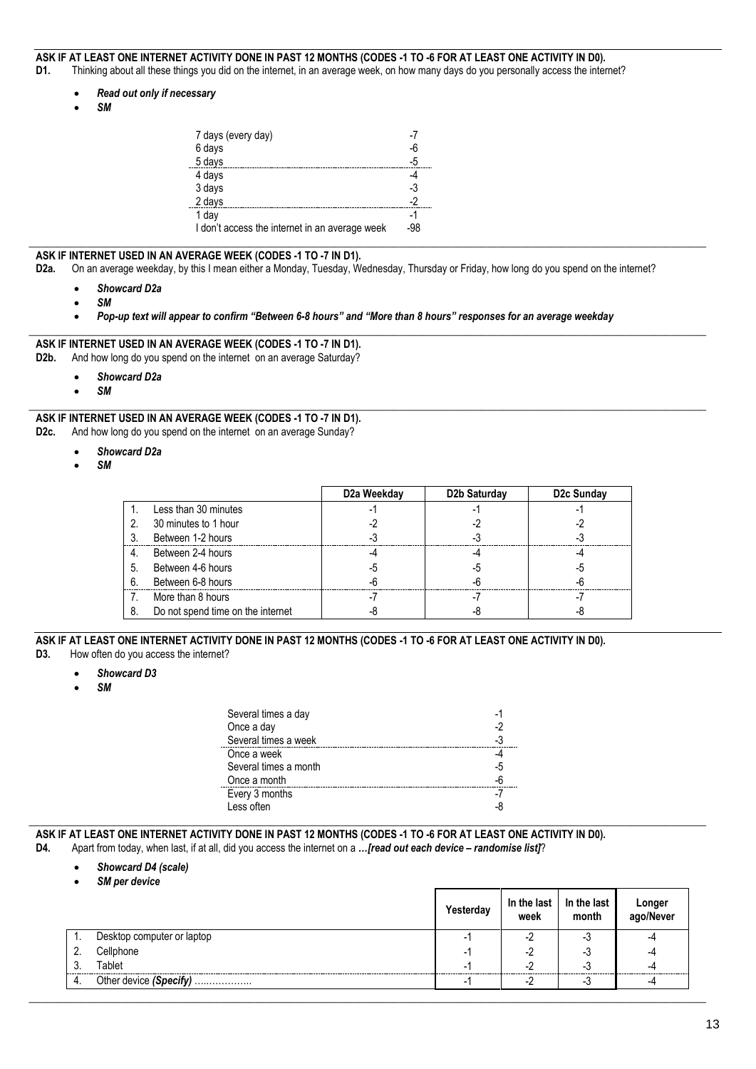**ASK IF AT LEAST ONE INTERNET ACTIVITY DONE IN PAST 12 MONTHS (CODES -1 TO -6 FOR AT LEAST ONE ACTIVITY IN D0).**

**D1.** Thinking about all these things you did on the internet, in an average week, on how many days do you personally access the internet?

- ***Read out only if necessary***
- ***SM***

| | |
|---|---|
| 7 days (every day) | -7 |
| 6 days | -6 |
| 5 days | -5 |
| 4 days | -4 |
| 3 days | -3 |
| 2 days | -2 |
| 1 day | -1 |
| I don't access the internet in an average week | -98 |

**ASK IF INTERNET USED IN AN AVERAGE WEEK (CODES -1 TO -7 IN D1).**

**D2a.** On an average weekday, by this I mean either a Monday, Tuesday, Wednesday, Thursday or Friday, how long do you spend on the internet?

- ***Showcard D2a***
- ***SM***
- ***Pop-up text will appear to confirm "Between 6-8 hours" and "More than 8 hours" responses for an average weekday***

**ASK IF INTERNET USED IN AN AVERAGE WEEK (CODES -1 TO -7 IN D1).**

**D2b.** And how long do you spend on the internet on an average Saturday?

- ***Showcard D2a***
- ***SM***

**ASK IF INTERNET USED IN AN AVERAGE WEEK (CODES -1 TO -7 IN D1).**

**D2c.** And how long do you spend on the internet on an average Sunday?

- ***Showcard D2a***
- ***SM***

| | | D2a Weekday | D2b Saturday | D2c Sunday |
|---|---|---|---|---|
| 1. | Less than 30 minutes | -1 | -1 | -1 |
| 2. | 30 minutes to 1 hour | -2 | -2 | -2 |
| 3. | Between 1-2 hours | -3 | -3 | -3 |
| 4. | Between 2-4 hours | -4 | -4 | -4 |
| 5. | Between 4-6 hours | -5 | -5 | -5 |
| 6. | Between 6-8 hours | -6 | -6 | -6 |
| 7. | More than 8 hours | -7 | -7 | -7 |
| 8. | Do not spend time on the internet | -8 | -8 | -8 |

**ASK IF AT LEAST ONE INTERNET ACTIVITY DONE IN PAST 12 MONTHS (CODES -1 TO -6 FOR AT LEAST ONE ACTIVITY IN D0).**

**D3.** How often do you access the internet?

- ***Showcard D3***
- ***SM***

| | |
|---|---|
| Several times a day | -1 |
| Once a day | -2 |
| Several times a week | -3 |
| Once a week | -4 |
| Several times a month | -5 |
| Once a month | -6 |
| Every 3 months | -7 |
| Less often | -8 |

**ASK IF AT LEAST ONE INTERNET ACTIVITY DONE IN PAST 12 MONTHS (CODES -1 TO -6 FOR AT LEAST ONE ACTIVITY IN D0).**

**D4.** Apart from today, when last, if at all, did you access the internet on a ***…[read out each device – randomise list]***?

- ***Showcard D4 (scale)***
- ***SM per device***

| | | Yesterday | In the last week | In the last month | Longer ago/Never |
|---|---|---|---|---|---|
| 1. | Desktop computer or laptop | -1 | -2 | -3 | -4 |
| 2. | Cellphone | -1 | -2 | -3 | -4 |
| 3. | Tablet | -1 | -2 | -3 | -4 |
| 4. | Other device ***(Specify)*** ………………. | -1 | -2 | -3 | -4 |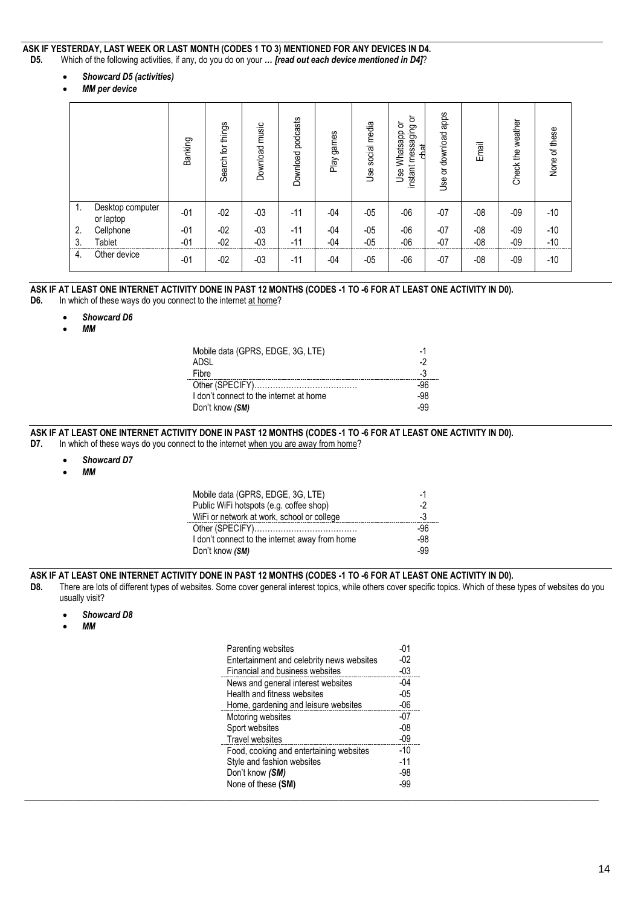**ASK IF YESTERDAY, LAST WEEK OR LAST MONTH (CODES 1 TO 3) MENTIONED FOR ANY DEVICES IN D4.**

**D5.** Which of the following activities, if any, do you do on your ***… [read out each device mentioned in D4]***?

- ***Showcard D5 (activities)***
- ***MM per device***

| | Banking | Search for things | Download music | Download podcasts | Play games | Use social media | Use Whatsapp or instant messaging or chat | Use or download apps | Email | Check the weather | None of these |
|---|---|---|---|---|---|---|---|---|---|---|---|
| 1. Desktop computer or laptop | -01 | -02 | -03 | -11 | -04 | -05 | -06 | -07 | -08 | -09 | -10 |
| 2. Cellphone | -01 | -02 | -03 | -11 | -04 | -05 | -06 | -07 | -08 | -09 | -10 |
| 3. Tablet | -01 | -02 | -03 | -11 | -04 | -05 | -06 | -07 | -08 | -09 | -10 |
| 4. Other device | -01 | -02 | -03 | -11 | -04 | -05 | -06 | -07 | -08 | -09 | -10 |

**ASK IF AT LEAST ONE INTERNET ACTIVITY DONE IN PAST 12 MONTHS (CODES -1 TO -6 FOR AT LEAST ONE ACTIVITY IN D0).**

**D6.** In which of these ways do you connect to the internet at home?

- ***Showcard D6***
- ***MM***

| | |
|---|---|
| Mobile data (GPRS, EDGE, 3G, LTE) | -1 |
| ADSL | -2 |
| Fibre | -3 |
| Other (SPECIFY)………………………………… | -96 |
| I don't connect to the internet at home | -98 |
| Don't know *(SM)* | -99 |

**ASK IF AT LEAST ONE INTERNET ACTIVITY DONE IN PAST 12 MONTHS (CODES -1 TO -6 FOR AT LEAST ONE ACTIVITY IN D0).**

**D7.** In which of these ways do you connect to the internet when you are away from home?

- ***Showcard D7***
- ***MM***

| | |
|---|---|
| Mobile data (GPRS, EDGE, 3G, LTE) | -1 |
| Public WiFi hotspots (e.g. coffee shop) | -2 |
| WiFi or network at work, school or college | -3 |
| Other (SPECIFY)………………………………… | -96 |
| I don't connect to the internet away from home | -98 |
| Don't know *(SM)* | -99 |

**ASK IF AT LEAST ONE INTERNET ACTIVITY DONE IN PAST 12 MONTHS (CODES -1 TO -6 FOR AT LEAST ONE ACTIVITY IN D0).**

**D8.** There are lots of different types of websites. Some cover general interest topics, while others cover specific topics. Which of these types of websites do you usually visit?

- ***Showcard D8***
- ***MM***

| | |
|---|---|
| Parenting websites | -01 |
| Entertainment and celebrity news websites | -02 |
| Financial and business websites | -03 |
| News and general interest websites | -04 |
| Health and fitness websites | -05 |
| Home, gardening and leisure websites | -06 |
| Motoring websites | -07 |
| Sport websites | -08 |
| Travel websites | -09 |
| Food, cooking and entertaining websites | -10 |
| Style and fashion websites | -11 |
| Don't know *(SM)* | -98 |
| None of these **(SM)** | -99 |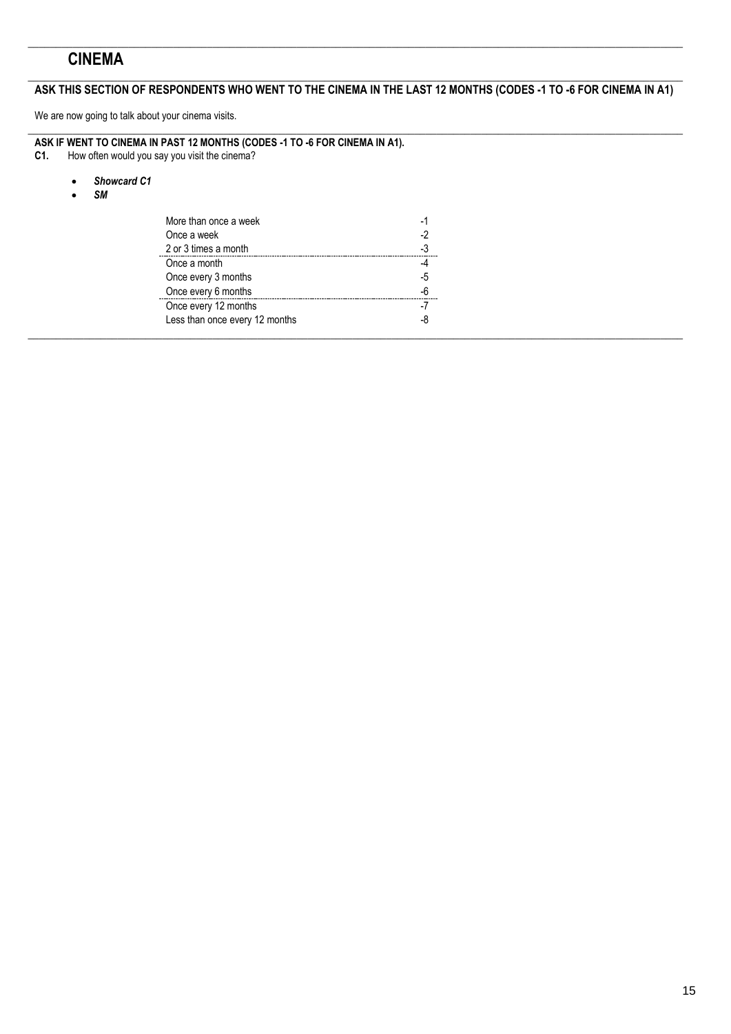# CINEMA

**ASK THIS SECTION OF RESPONDENTS WHO WENT TO THE CINEMA IN THE LAST 12 MONTHS (CODES -1 TO -6 FOR CINEMA IN A1)**

We are now going to talk about your cinema visits.

**ASK IF WENT TO CINEMA IN PAST 12 MONTHS (CODES -1 TO -6 FOR CINEMA IN A1).**

**C1.** How often would you say you visit the cinema?

- ***Showcard C1***
- ***SM***

| | |
|---|---|
| More than once a week | -1 |
| Once a week | -2 |
| 2 or 3 times a month | -3 |
| Once a month | -4 |
| Once every 3 months | -5 |
| Once every 6 months | -6 |
| Once every 12 months | -7 |
| Less than once every 12 months | -8 |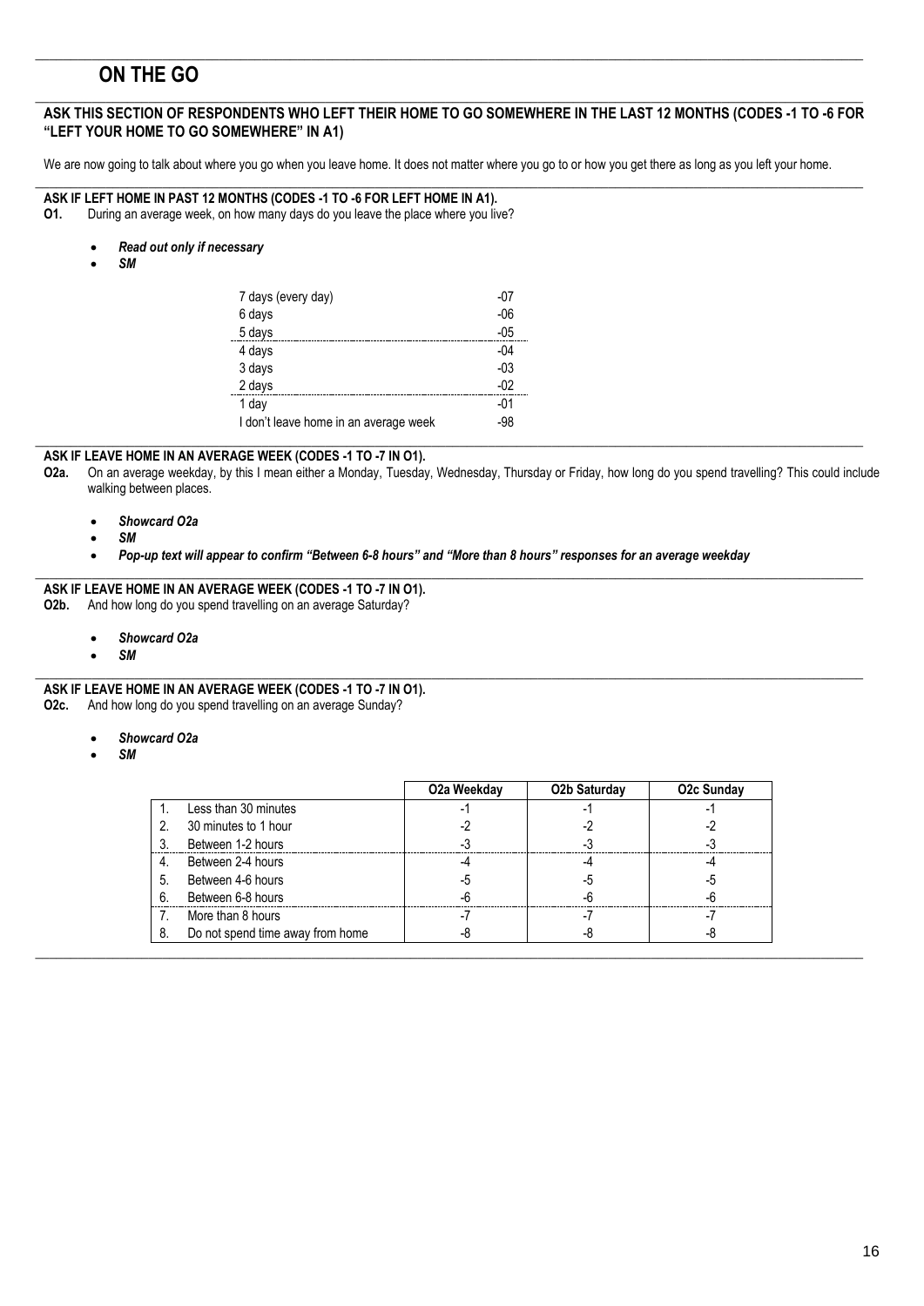# ON THE GO

**ASK THIS SECTION OF RESPONDENTS WHO LEFT THEIR HOME TO GO SOMEWHERE IN THE LAST 12 MONTHS (CODES -1 TO -6 FOR "LEFT YOUR HOME TO GO SOMEWHERE" IN A1)**

We are now going to talk about where you go when you leave home. It does not matter where you go to or how you get there as long as you left your home.

**ASK IF LEFT HOME IN PAST 12 MONTHS (CODES -1 TO -6 FOR LEFT HOME IN A1).**

**O1.** During an average week, on how many days do you leave the place where you live?

- ***Read out only if necessary***
- ***SM***

| | |
|---|---|
| 7 days (every day) | -07 |
| 6 days | -06 |
| 5 days | -05 |
| 4 days | -04 |
| 3 days | -03 |
| 2 days | -02 |
| 1 day | -01 |
| I don't leave home in an average week | -98 |

**ASK IF LEAVE HOME IN AN AVERAGE WEEK (CODES -1 TO -7 IN O1).**

**O2a.** On an average weekday, by this I mean either a Monday, Tuesday, Wednesday, Thursday or Friday, how long do you spend travelling? This could include walking between places.

- ***Showcard O2a***
- ***SM***
- ***Pop-up text will appear to confirm "Between 6-8 hours" and "More than 8 hours" responses for an average weekday***

**ASK IF LEAVE HOME IN AN AVERAGE WEEK (CODES -1 TO -7 IN O1).**

**O2b.** And how long do you spend travelling on an average Saturday?

- ***Showcard O2a***
- ***SM***

**ASK IF LEAVE HOME IN AN AVERAGE WEEK (CODES -1 TO -7 IN O1).**

**O2c.** And how long do you spend travelling on an average Sunday?

- ***Showcard O2a***
- ***SM***

| | | O2a Weekday | O2b Saturday | O2c Sunday |
|---|---|---|---|---|
| 1. | Less than 30 minutes | -1 | -1 | -1 |
| 2. | 30 minutes to 1 hour | -2 | -2 | -2 |
| 3. | Between 1-2 hours | -3 | -3 | -3 |
| 4. | Between 2-4 hours | -4 | -4 | -4 |
| 5. | Between 4-6 hours | -5 | -5 | -5 |
| 6. | Between 6-8 hours | -6 | -6 | -6 |
| 7. | More than 8 hours | -7 | -7 | -7 |
| 8. | Do not spend time away from home | -8 | -8 | -8 |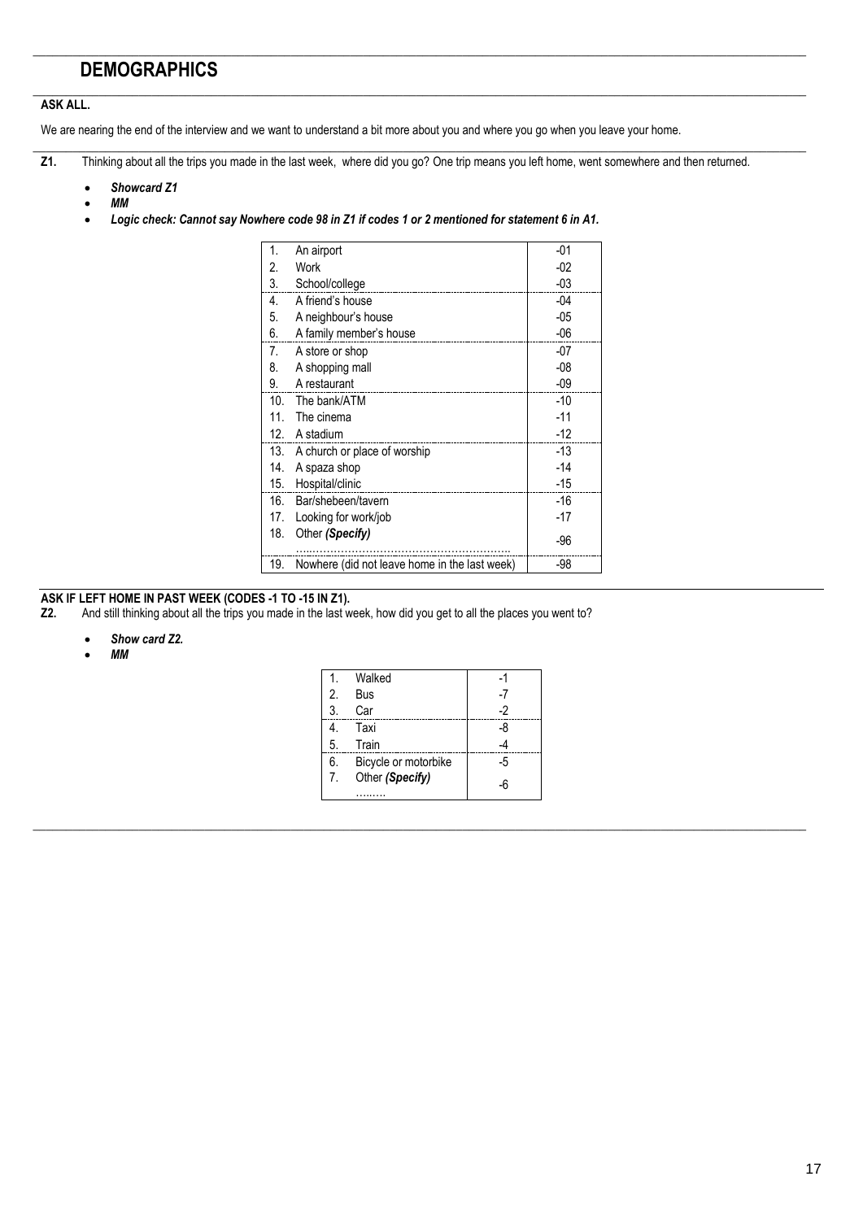# DEMOGRAPHICS

**ASK ALL.**

We are nearing the end of the interview and we want to understand a bit more about you and where you go when you leave your home.

**Z1.** Thinking about all the trips you made in the last week, where did you go? One trip means you left home, went somewhere and then returned.

- ***Showcard Z1***
- ***MM***
- ***Logic check: Cannot say Nowhere code 98 in Z1 if codes 1 or 2 mentioned for statement 6 in A1.***

| | | |
|---|---|---|
| 1. | An airport | -01 |
| 2. | Work | -02 |
| 3. | School/college | -03 |
| 4. | A friend's house | -04 |
| 5. | A neighbour's house | -05 |
| 6. | A family member's house | -06 |
| 7. | A store or shop | -07 |
| 8. | A shopping mall | -08 |
| 9. | A restaurant | -09 |
| 10. | The bank/ATM | -10 |
| 11. | The cinema | -11 |
| 12. | A stadium | -12 |
| 13. | A church or place of worship | -13 |
| 14. | A spaza shop | -14 |
| 15. | Hospital/clinic | -15 |
| 16. | Bar/shebeen/tavern | -16 |
| 17. | Looking for work/job | -17 |
| 18. | Other *(Specify)* ……………………………………………… | -96 |
| 19. | Nowhere (did not leave home in the last week) | -98 |

**ASK IF LEFT HOME IN PAST WEEK (CODES -1 TO -15 IN Z1).**

**Z2.** And still thinking about all the trips you made in the last week, how did you get to all the places you went to?

- ***Show card Z2.***
- ***MM***

| | | |
|---|---|---|
| 1. | Walked | -1 |
| 2. | Bus | -7 |
| 3. | Car | -2 |
| 4. | Taxi | -8 |
| 5. | Train | -4 |
| 6. | Bicycle or motorbike | -5 |
| 7. | Other *(Specify)* ……… | -6 |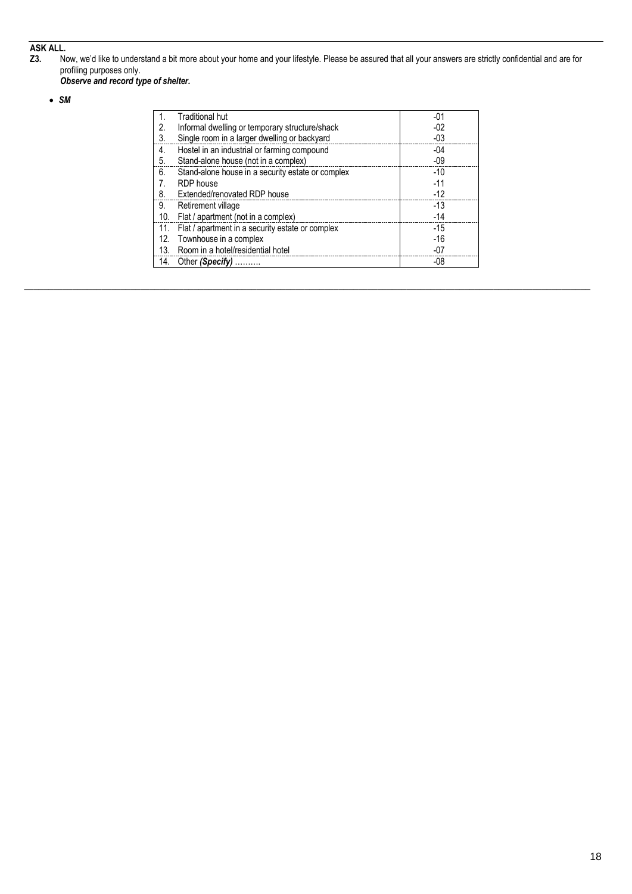**ASK ALL.**

**Z3.** Now, we'd like to understand a bit more about your home and your lifestyle. Please be assured that all your answers are strictly confidential and are for profiling purposes only.
***Observe and record type of shelter.***

- ***SM***

| | | |
|---|---|---|
| 1. | Traditional hut | -01 |
| 2. | Informal dwelling or temporary structure/shack | -02 |
| 3. | Single room in a larger dwelling or backyard | -03 |
| 4. | Hostel in an industrial or farming compound | -04 |
| 5. | Stand-alone house (not in a complex) | -09 |
| 6. | Stand-alone house in a security estate or complex | -10 |
| 7. | RDP house | -11 |
| 8. | Extended/renovated RDP house | -12 |
| 9. | Retirement village | -13 |
| 10. | Flat / apartment (not in a complex) | -14 |
| 11. | Flat / apartment in a security estate or complex | -15 |
| 12. | Townhouse in a complex | -16 |
| 13. | Room in a hotel/residential hotel | -07 |
| 14. | Other ***(Specify)*** ………. | -08 |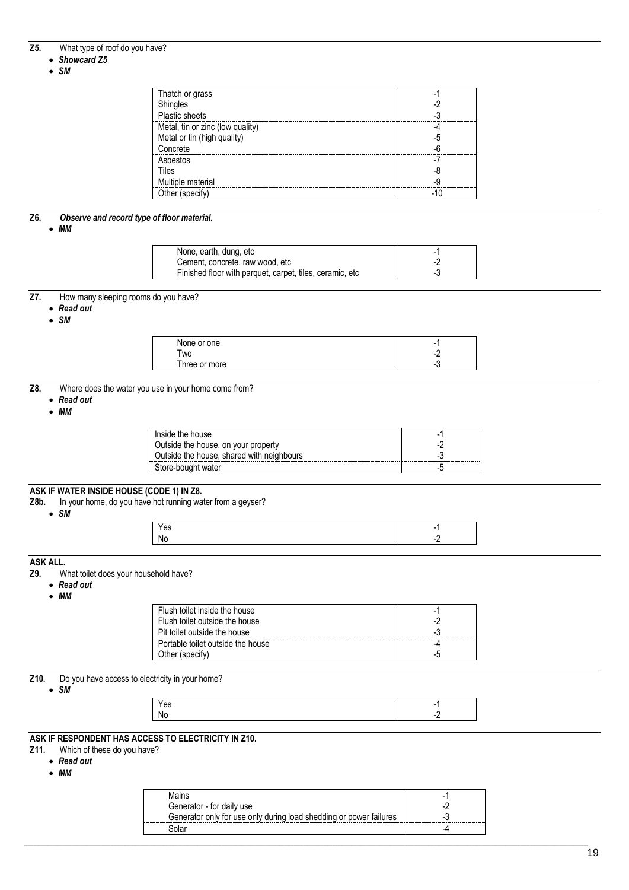**Z5.** What type of roof do you have?

- ***Showcard Z5***
- ***SM***

| | |
|---|---|
| Thatch or grass | -1 |
| Shingles | -2 |
| Plastic sheets | -3 |
| Metal, tin or zinc (low quality) | -4 |
| Metal or tin (high quality) | -5 |
| Concrete | -6 |
| Asbestos | -7 |
| Tiles | -8 |
| Multiple material | -9 |
| Other (specify) | -10 |

**Z6.** ***Observe and record type of floor material.***

- ***MM***

| | |
|---|---|
| None, earth, dung, etc | -1 |
| Cement, concrete, raw wood, etc | -2 |
| Finished floor with parquet, carpet, tiles, ceramic, etc | -3 |

**Z7.** How many sleeping rooms do you have?

- ***Read out***
- ***SM***

| | |
|---|---|
| None or one | -1 |
| Two | -2 |
| Three or more | -3 |

**Z8.** Where does the water you use in your home come from?

- ***Read out***
- ***MM***

| | |
|---|---|
| Inside the house | -1 |
| Outside the house, on your property | -2 |
| Outside the house, shared with neighbours | -3 |
| Store-bought water | -5 |

**ASK IF WATER INSIDE HOUSE (CODE 1) IN Z8.**

**Z8b.** In your home, do you have hot running water from a geyser?

- ***SM***

| | |
|---|---|
| Yes | -1 |
| No | -2 |

**ASK ALL.**

**Z9.** What toilet does your household have?

- ***Read out***
- ***MM***

| | |
|---|---|
| Flush toilet inside the house | -1 |
| Flush toilet outside the house | -2 |
| Pit toilet outside the house | -3 |
| Portable toilet outside the house | -4 |
| Other (specify) | -5 |

**Z10.** Do you have access to electricity in your home?

- ***SM***

| | |
|---|---|
| Yes | -1 |
| No | -2 |

**ASK IF RESPONDENT HAS ACCESS TO ELECTRICITY IN Z10.**

**Z11.** Which of these do you have?

- ***Read out***
- ***MM***

| | |
|---|---|
| Mains | -1 |
| Generator - for daily use | -2 |
| Generator only for use only during load shedding or power failures | -3 |
| Solar | -4 |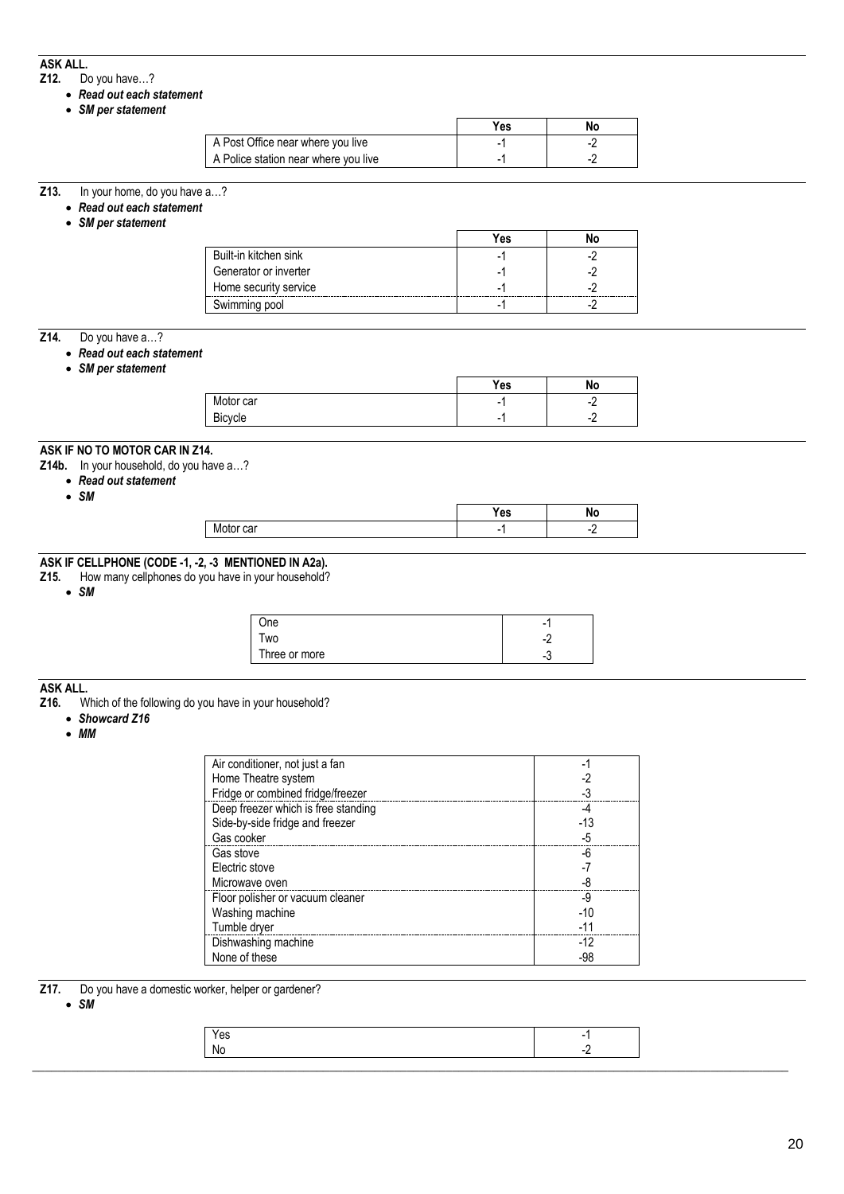**ASK ALL.**

**Z12.** Do you have…?

- ***Read out each statement***
- ***SM per statement***

| | Yes | No |
|---|---|---|
| A Post Office near where you live | -1 | -2 |
| A Police station near where you live | -1 | -2 |

**Z13.** In your home, do you have a…?

- ***Read out each statement***
- ***SM per statement***

| | Yes | No |
|---|---|---|
| Built-in kitchen sink | -1 | -2 |
| Generator or inverter | -1 | -2 |
| Home security service | -1 | -2 |
| Swimming pool | -1 | -2 |

**Z14.** Do you have a…?

- ***Read out each statement***
- ***SM per statement***

| | Yes | No |
|---|---|---|
| Motor car | -1 | -2 |
| Bicycle | -1 | -2 |

**ASK IF NO TO MOTOR CAR IN Z14.**

**Z14b.** In your household, do you have a…?

- ***Read out statement***
- ***SM***

| | Yes | No |
|---|---|---|
| Motor car | -1 | -2 |

**ASK IF CELLPHONE (CODE -1, -2, -3 MENTIONED IN A2a).**

**Z15.** How many cellphones do you have in your household?

- ***SM***

| | |
|---|---|
| One | -1 |
| Two | -2 |
| Three or more | -3 |

**ASK ALL.**

**Z16.** Which of the following do you have in your household?

- ***Showcard Z16***
- ***MM***

| | |
|---|---|
| Air conditioner, not just a fan | -1 |
| Home Theatre system | -2 |
| Fridge or combined fridge/freezer | -3 |
| Deep freezer which is free standing | -4 |
| Side-by-side fridge and freezer | -13 |
| Gas cooker | -5 |
| Gas stove | -6 |
| Electric stove | -7 |
| Microwave oven | -8 |
| Floor polisher or vacuum cleaner | -9 |
| Washing machine | -10 |
| Tumble dryer | -11 |
| Dishwashing machine | -12 |
| None of these | -98 |

**Z17.** Do you have a domestic worker, helper or gardener?

- ***SM***

| | |
|---|---|
| Yes | -1 |
| No | -2 |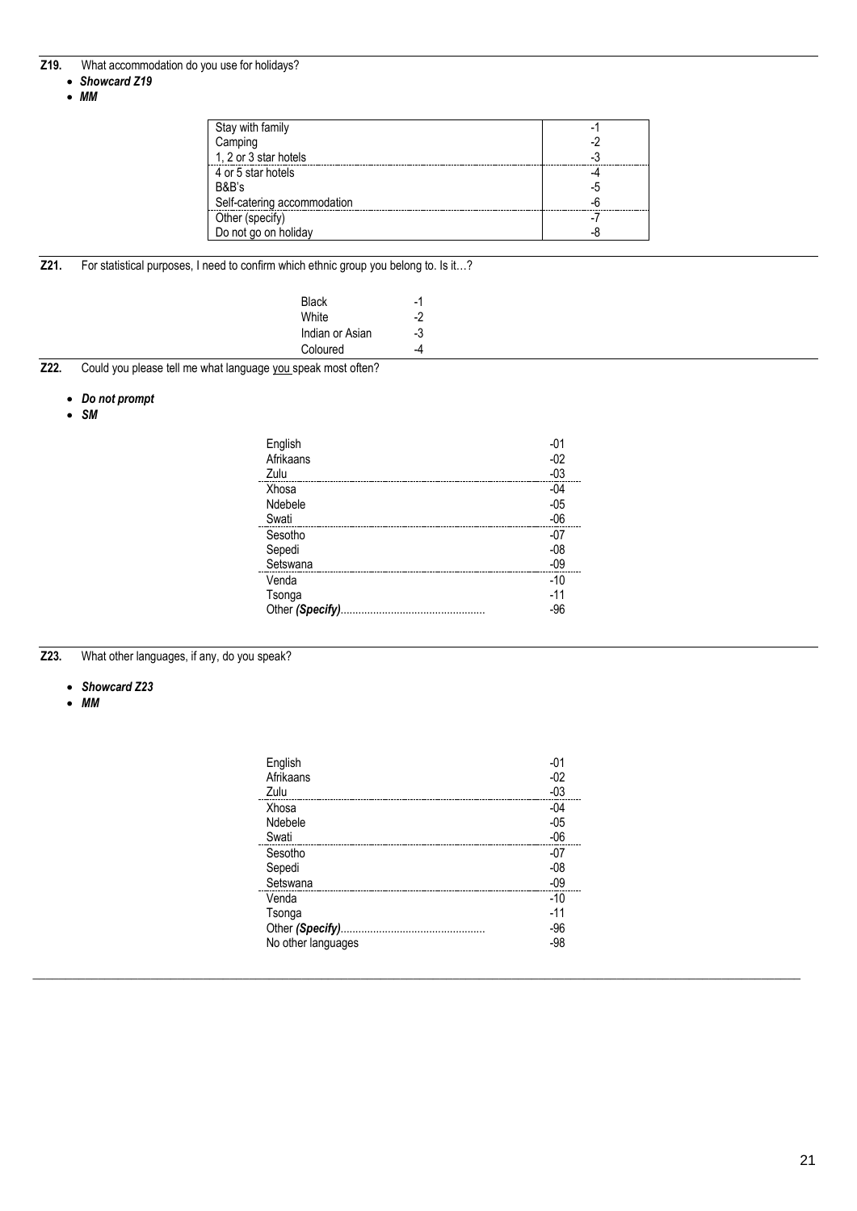**Z19.** What accommodation do you use for holidays?

- ***Showcard Z19***
- ***MM***

| | |
|---|---|
| Stay with family | -1 |
| Camping | -2 |
| 1, 2 or 3 star hotels | -3 |
| 4 or 5 star hotels | -4 |
| B&B's | -5 |
| Self-catering accommodation | -6 |
| Other (specify) | -7 |
| Do not go on holiday | -8 |

**Z21.** For statistical purposes, I need to confirm which ethnic group you belong to. Is it…?

| | |
|---|---|
| Black | -1 |
| White | -2 |
| Indian or Asian | -3 |
| Coloured | -4 |

**Z22.** Could you please tell me what language <u>you</u> speak most often?

- ***Do not prompt***
- ***SM***

| | |
|---|---|
| English | -01 |
| Afrikaans | -02 |
| Zulu | -03 |
| Xhosa | -04 |
| Ndebele | -05 |
| Swati | -06 |
| Sesotho | -07 |
| Sepedi | -08 |
| Setswana | -09 |
| Venda | -10 |
| Tsonga | -11 |
| Other *(Specify)*................................................ | -96 |

**Z23.** What other languages, if any, do you speak?

- ***Showcard Z23***
- ***MM***

| | |
|---|---|
| English | -01 |
| Afrikaans | -02 |
| Zulu | -03 |
| Xhosa | -04 |
| Ndebele | -05 |
| Swati | -06 |
| Sesotho | -07 |
| Sepedi | -08 |
| Setswana | -09 |
| Venda | -10 |
| Tsonga | -11 |
| Other *(Specify)*................................................ | -96 |
| No other languages | -98 |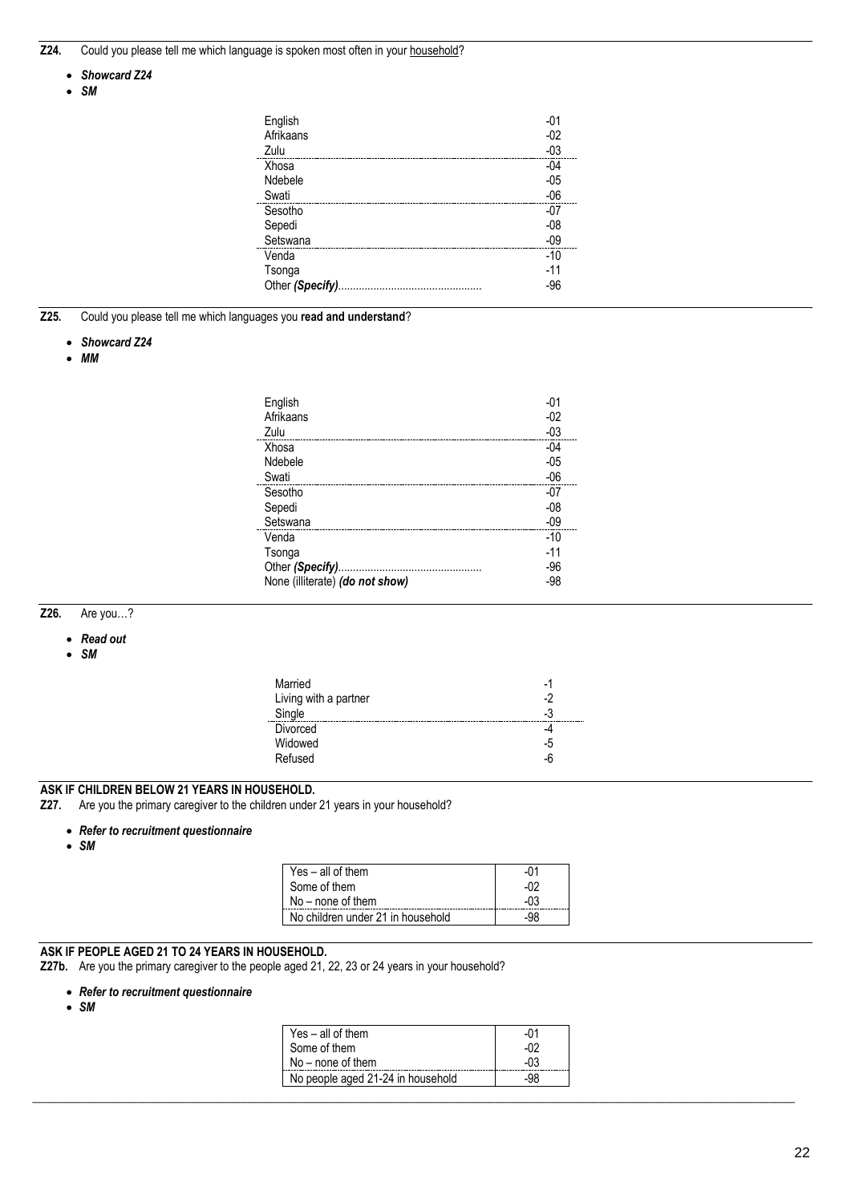**Z24.** Could you please tell me which language is spoken most often in your household?

- ***Showcard Z24***
- ***SM***

| | |
|---|---|
| English | -01 |
| Afrikaans | -02 |
| Zulu | -03 |
| Xhosa | -04 |
| Ndebele | -05 |
| Swati | -06 |
| Sesotho | -07 |
| Sepedi | -08 |
| Setswana | -09 |
| Venda | -10 |
| Tsonga | -11 |
| Other *(Specify)*................................................ | -96 |

**Z25.** Could you please tell me which languages you **read and understand**?

- ***Showcard Z24***
- ***MM***

| | |
|---|---|
| English | -01 |
| Afrikaans | -02 |
| Zulu | -03 |
| Xhosa | -04 |
| Ndebele | -05 |
| Swati | -06 |
| Sesotho | -07 |
| Sepedi | -08 |
| Setswana | -09 |
| Venda | -10 |
| Tsonga | -11 |
| Other *(Specify)*................................................ | -96 |
| None (illiterate) ***(do not show)*** | -98 |

**Z26.** Are you…?

- ***Read out***
- ***SM***

| | |
|---|---|
| Married | -1 |
| Living with a partner | -2 |
| Single | -3 |
| Divorced | -4 |
| Widowed | -5 |
| Refused | -6 |

**ASK IF CHILDREN BELOW 21 YEARS IN HOUSEHOLD.**

**Z27.** Are you the primary caregiver to the children under 21 years in your household?

- ***Refer to recruitment questionnaire***
- ***SM***

| | |
|---|---|
| Yes – all of them | -01 |
| Some of them | -02 |
| No – none of them | -03 |
| No children under 21 in household | -98 |

**ASK IF PEOPLE AGED 21 TO 24 YEARS IN HOUSEHOLD.**

**Z27b.** Are you the primary caregiver to the people aged 21, 22, 23 or 24 years in your household?

- ***Refer to recruitment questionnaire***
- ***SM***

| | |
|---|---|
| Yes – all of them | -01 |
| Some of them | -02 |
| No – none of them | -03 |
| No people aged 21-24 in household | -98 |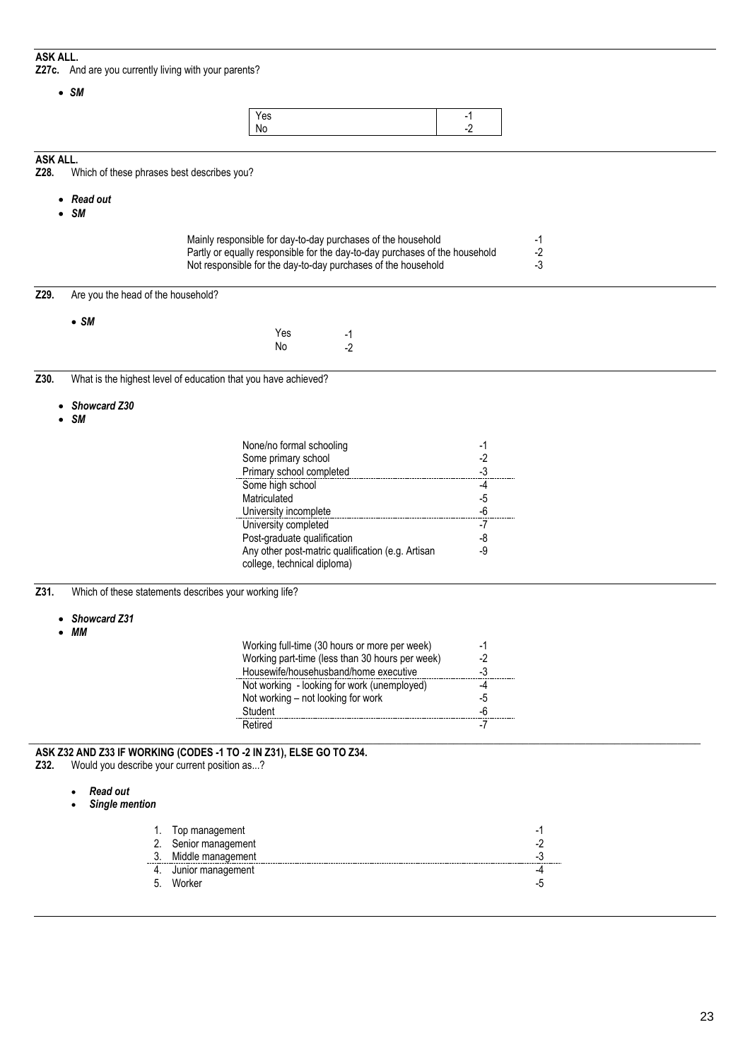**ASK ALL.**

**Z27c.** And are you currently living with your parents?

- ***SM***

| | |
|---|---|
| Yes | -1 |
| No | -2 |

**ASK ALL.**

**Z28.** Which of these phrases best describes you?

- ***Read out***
- ***SM***

| | |
|---|---|
| Mainly responsible for day-to-day purchases of the household | -1 |
| Partly or equally responsible for the day-to-day purchases of the household | -2 |
| Not responsible for the day-to-day purchases of the household | -3 |

**Z29.** Are you the head of the household?

- ***SM***

| | |
|---|---|
| Yes | -1 |
| No | -2 |

**Z30.** What is the highest level of education that you have achieved?

- ***Showcard Z30***
- ***SM***

| | |
|---|---|
| None/no formal schooling | -1 |
| Some primary school | -2 |
| Primary school completed | -3 |
| Some high school | -4 |
| Matriculated | -5 |
| University incomplete | -6 |
| University completed | -7 |
| Post-graduate qualification | -8 |
| Any other post-matric qualification (e.g. Artisan college, technical diploma) | -9 |

**Z31.** Which of these statements describes your working life?

- ***Showcard Z31***
- ***MM***

| | |
|---|---|
| Working full-time (30 hours or more per week) | -1 |
| Working part-time (less than 30 hours per week) | -2 |
| Housewife/househusband/home executive | -3 |
| Not working - looking for work (unemployed) | -4 |
| Not working – not looking for work | -5 |
| Student | -6 |
| Retired | -7 |

**ASK Z32 AND Z33 IF WORKING (CODES -1 TO -2 IN Z31), ELSE GO TO Z34.**

**Z32.** Would you describe your current position as...?

- ***Read out***
- ***Single mention***

| | |
|---|---|
| 1. Top management | -1 |
| 2. Senior management | -2 |
| 3. Middle management | -3 |
| 4. Junior management | -4 |
| 5. Worker | -5 |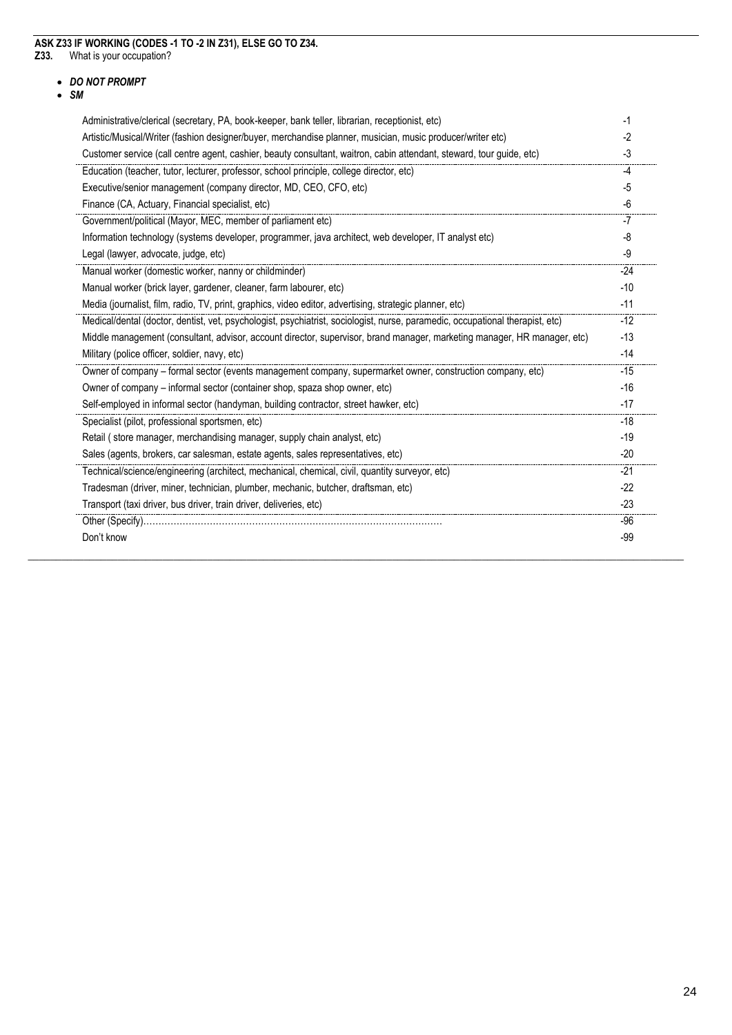**ASK Z33 IF WORKING (CODES -1 TO -2 IN Z31), ELSE GO TO Z34.**

**Z33.** What is your occupation?

- ***DO NOT PROMPT***
- ***SM***

| | |
|---|---|
| Administrative/clerical (secretary, PA, book-keeper, bank teller, librarian, receptionist, etc) | -1 |
| Artistic/Musical/Writer (fashion designer/buyer, merchandise planner, musician, music producer/writer etc) | -2 |
| Customer service (call centre agent, cashier, beauty consultant, waitron, cabin attendant, steward, tour guide, etc) | -3 |
| Education (teacher, tutor, lecturer, professor, school principle, college director, etc) | -4 |
| Executive/senior management (company director, MD, CEO, CFO, etc) | -5 |
| Finance (CA, Actuary, Financial specialist, etc) | -6 |
| Government/political (Mayor, MEC, member of parliament etc) | -7 |
| Information technology (systems developer, programmer, java architect, web developer, IT analyst etc) | -8 |
| Legal (lawyer, advocate, judge, etc) | -9 |
| Manual worker (domestic worker, nanny or childminder) | -24 |
| Manual worker (brick layer, gardener, cleaner, farm labourer, etc) | -10 |
| Media (journalist, film, radio, TV, print, graphics, video editor, advertising, strategic planner, etc) | -11 |
| Medical/dental (doctor, dentist, vet, psychologist, psychiatrist, sociologist, nurse, paramedic, occupational therapist, etc) | -12 |
| Middle management (consultant, advisor, account director, supervisor, brand manager, marketing manager, HR manager, etc) | -13 |
| Military (police officer, soldier, navy, etc) | -14 |
| Owner of company – formal sector (events management company, supermarket owner, construction company, etc) | -15 |
| Owner of company – informal sector (container shop, spaza shop owner, etc) | -16 |
| Self-employed in informal sector (handyman, building contractor, street hawker, etc) | -17 |
| Specialist (pilot, professional sportsmen, etc) | -18 |
| Retail ( store manager, merchandising manager, supply chain analyst, etc) | -19 |
| Sales (agents, brokers, car salesman, estate agents, sales representatives, etc) | -20 |
| Technical/science/engineering (architect, mechanical, chemical, civil, quantity surveyor, etc) | -21 |
| Tradesman (driver, miner, technician, plumber, mechanic, butcher, draftsman, etc) | -22 |
| Transport (taxi driver, bus driver, train driver, deliveries, etc) | -23 |
| Other (Specify)…………………………………………………………………………………… | -96 |
| Don't know | -99 |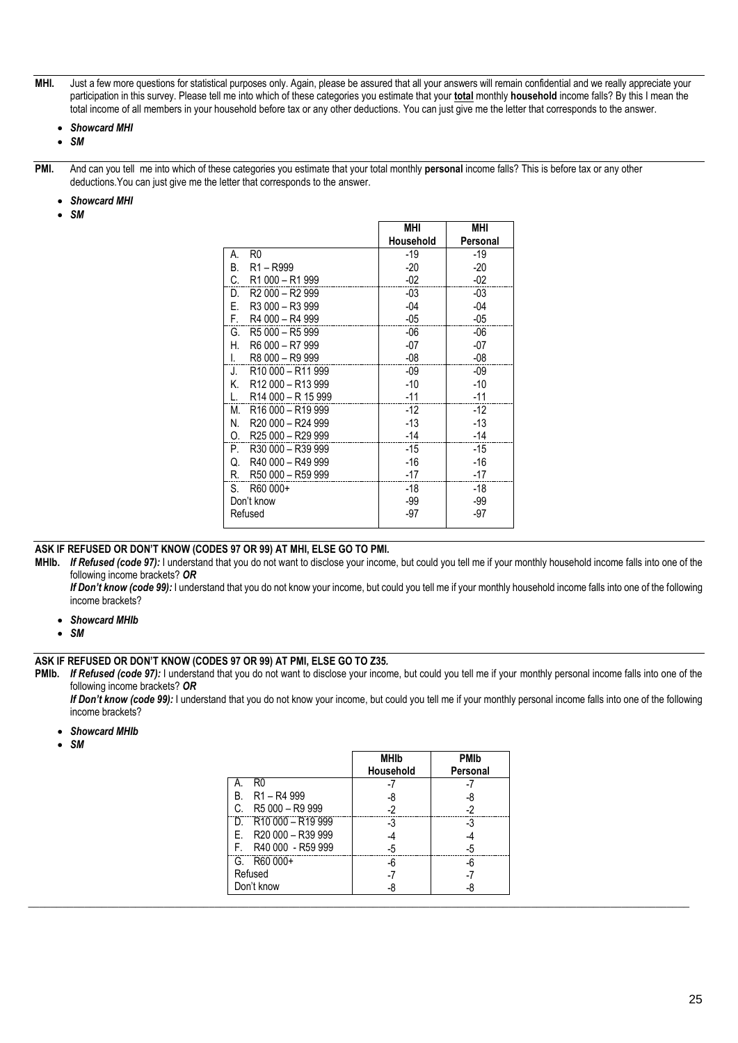**MHI.** Just a few more questions for statistical purposes only. Again, please be assured that all your answers will remain confidential and we really appreciate your participation in this survey. Please tell me into which of these categories you estimate that your **total** monthly **household** income falls? By this I mean the total income of all members in your household before tax or any other deductions. You can just give me the letter that corresponds to the answer.

- ***Showcard MHI***
- ***SM***

**PMI.** And can you tell me into which of these categories you estimate that your total monthly **personal** income falls? This is before tax or any other deductions.You can just give me the letter that corresponds to the answer.

- ***Showcard MHI***
- ***SM***

| | MHI Household | MHI Personal |
|---|---|---|
| A. R0 | -19 | -19 |
| B. R1 – R999 | -20 | -20 |
| C. R1 000 – R1 999 | -02 | -02 |
| D. R2 000 – R2 999 | -03 | -03 |
| E. R3 000 – R3 999 | -04 | -04 |
| F. R4 000 – R4 999 | -05 | -05 |
| G. R5 000 – R5 999 | -06 | -06 |
| H. R6 000 – R7 999 | -07 | -07 |
| I. R8 000 – R9 999 | -08 | -08 |
| J. R10 000 – R11 999 | -09 | -09 |
| K. R12 000 – R13 999 | -10 | -10 |
| L. R14 000 – R 15 999 | -11 | -11 |
| M. R16 000 – R19 999 | -12 | -12 |
| N. R20 000 – R24 999 | -13 | -13 |
| O. R25 000 – R29 999 | -14 | -14 |
| P. R30 000 – R39 999 | -15 | -15 |
| Q. R40 000 – R49 999 | -16 | -16 |
| R. R50 000 – R59 999 | -17 | -17 |
| S. R60 000+ | -18 | -18 |
| Don't know | -99 | -99 |
| Refused | -97 | -97 |

**ASK IF REFUSED OR DON'T KNOW (CODES 97 OR 99) AT MHI, ELSE GO TO PMI.**

**MHIb.** ***If Refused (code 97):*** I understand that you do not want to disclose your income, but could you tell me if your monthly household income falls into one of the following income brackets? ***OR***

***If Don't know (code 99):*** I understand that you do not know your income, but could you tell me if your monthly household income falls into one of the following income brackets?

- ***Showcard MHIb***
- ***SM***

**ASK IF REFUSED OR DON'T KNOW (CODES 97 OR 99) AT PMI, ELSE GO TO Z35.**

**PMIb.** ***If Refused (code 97):*** I understand that you do not want to disclose your income, but could you tell me if your monthly personal income falls into one of the following income brackets? ***OR***

***If Don't know (code 99):*** I understand that you do not know your income, but could you tell me if your monthly personal income falls into one of the following income brackets?

- ***Showcard MHIb***
- ***SM***

| | MHIb Household | PMIb Personal |
|---|---|---|
| A. R0 | -7 | -7 |
| B. R1 – R4 999 | -8 | -8 |
| C. R5 000 – R9 999 | -2 | -2 |
| D. R10 000 – R19 999 | -3 | -3 |
| E. R20 000 – R39 999 | -4 | -4 |
| F. R40 000 - R59 999 | -5 | -5 |
| G. R60 000+ | -6 | -6 |
| Refused | -7 | -7 |
| Don't know | -8 | -8 |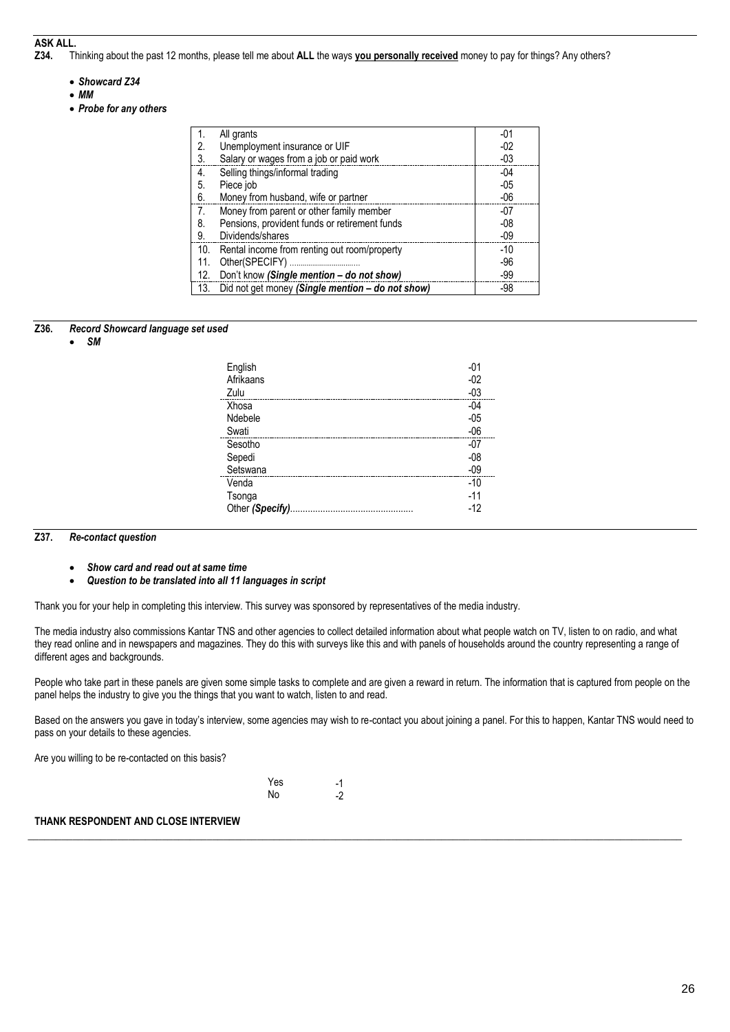**ASK ALL.**

**Z34.** Thinking about the past 12 months, please tell me about **ALL** the ways **you personally received** money to pay for things? Any others?

- ***Showcard Z34***
- ***MM***
- ***Probe for any others***

| | | |
|---|---|---|
| 1. | All grants | -01 |
| 2. | Unemployment insurance or UIF | -02 |
| 3. | Salary or wages from a job or paid work | -03 |
| 4. | Selling things/informal trading | -04 |
| 5. | Piece job | -05 |
| 6. | Money from husband, wife or partner | -06 |
| 7. | Money from parent or other family member | -07 |
| 8. | Pensions, provident funds or retirement funds | -08 |
| 9. | Dividends/shares | -09 |
| 10. | Rental income from renting out room/property | -10 |
| 11. | Other(SPECIFY) .................................. | -96 |
| 12. | Don't know *(Single mention – do not show)* | -99 |
| 13. | Did not get money *(Single mention – do not show)* | -98 |

**Z36.** ***Record Showcard language set used***

- ***SM***

| | |
|---|---|
| English | -01 |
| Afrikaans | -02 |
| Zulu | -03 |
| Xhosa | -04 |
| Ndebele | -05 |
| Swati | -06 |
| Sesotho | -07 |
| Sepedi | -08 |
| Setswana | -09 |
| Venda | -10 |
| Tsonga | -11 |
| Other *(Specify)*................................................ | -12 |

**Z37.** ***Re-contact question***

- ***Show card and read out at same time***
- ***Question to be translated into all 11 languages in script***

Thank you for your help in completing this interview. This survey was sponsored by representatives of the media industry.

The media industry also commissions Kantar TNS and other agencies to collect detailed information about what people watch on TV, listen to on radio, and what they read online and in newspapers and magazines. They do this with surveys like this and with panels of households around the country representing a range of different ages and backgrounds.

People who take part in these panels are given some simple tasks to complete and are given a reward in return. The information that is captured from people on the panel helps the industry to give you the things that you want to watch, listen to and read.

Based on the answers you gave in today's interview, some agencies may wish to re-contact you about joining a panel. For this to happen, Kantar TNS would need to pass on your details to these agencies.

Are you willing to be re-contacted on this basis?

| | |
|---|---|
| Yes | -1 |
| No | -2 |

**THANK RESPONDENT AND CLOSE INTERVIEW**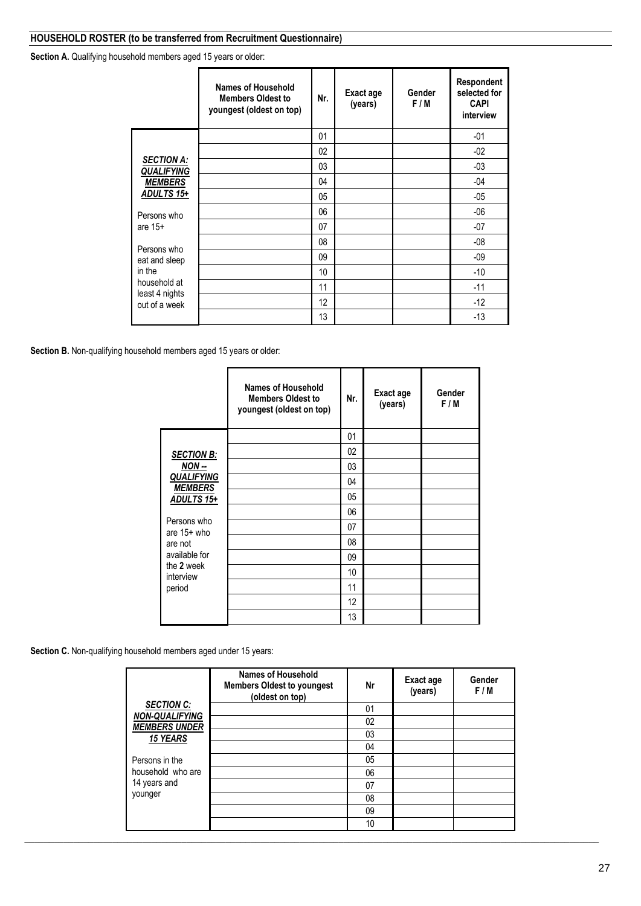**HOUSEHOLD ROSTER (to be transferred from Recruitment Questionnaire)**

**Section A.** Qualifying household members aged 15 years or older:

| | Names of Household Members Oldest to youngest (oldest on top) | Nr. | Exact age (years) | Gender F / M | Respondent selected for CAPI interview |
|---|---|---|---|---|---|
| ***SECTION A: QUALIFYING MEMBERS ADULTS 15+*** Persons who are 15+ Persons who eat and sleep in the household at least 4 nights out of a week | | 01 | | | -01 |
| | | 02 | | | -02 |
| | | 03 | | | -03 |
| | | 04 | | | -04 |
| | | 05 | | | -05 |
| | | 06 | | | -06 |
| | | 07 | | | -07 |
| | | 08 | | | -08 |
| | | 09 | | | -09 |
| | | 10 | | | -10 |
| | | 11 | | | -11 |
| | | 12 | | | -12 |
| | | 13 | | | -13 |

**Section B.** Non-qualifying household members aged 15 years or older:

| | Names of Household Members Oldest to youngest (oldest on top) | Nr. | Exact age (years) | Gender F / M |
|---|---|---|---|---|
| ***SECTION B: NON -- QUALIFYING MEMBERS ADULTS 15+*** Persons who are 15+ who are not available for the **2** week interview period | | 01 | | |
| | | 02 | | |
| | | 03 | | |
| | | 04 | | |
| | | 05 | | |
| | | 06 | | |
| | | 07 | | |
| | | 08 | | |
| | | 09 | | |
| | | 10 | | |
| | | 11 | | |
| | | 12 | | |
| | | 13 | | |

**Section C.** Non-qualifying household members aged under 15 years:

| | Names of Household Members Oldest to youngest (oldest on top) | Nr | Exact age (years) | Gender F / M |
|---|---|---|---|---|
| ***SECTION C: NON-QUALIFYING MEMBERS UNDER 15 YEARS*** Persons in the household who are 14 years and younger | | 01 | | |
| | | 02 | | |
| | | 03 | | |
| | | 04 | | |
| | | 05 | | |
| | | 06 | | |
| | | 07 | | |
| | | 08 | | |
| | | 09 | | |
| | | 10 | | |